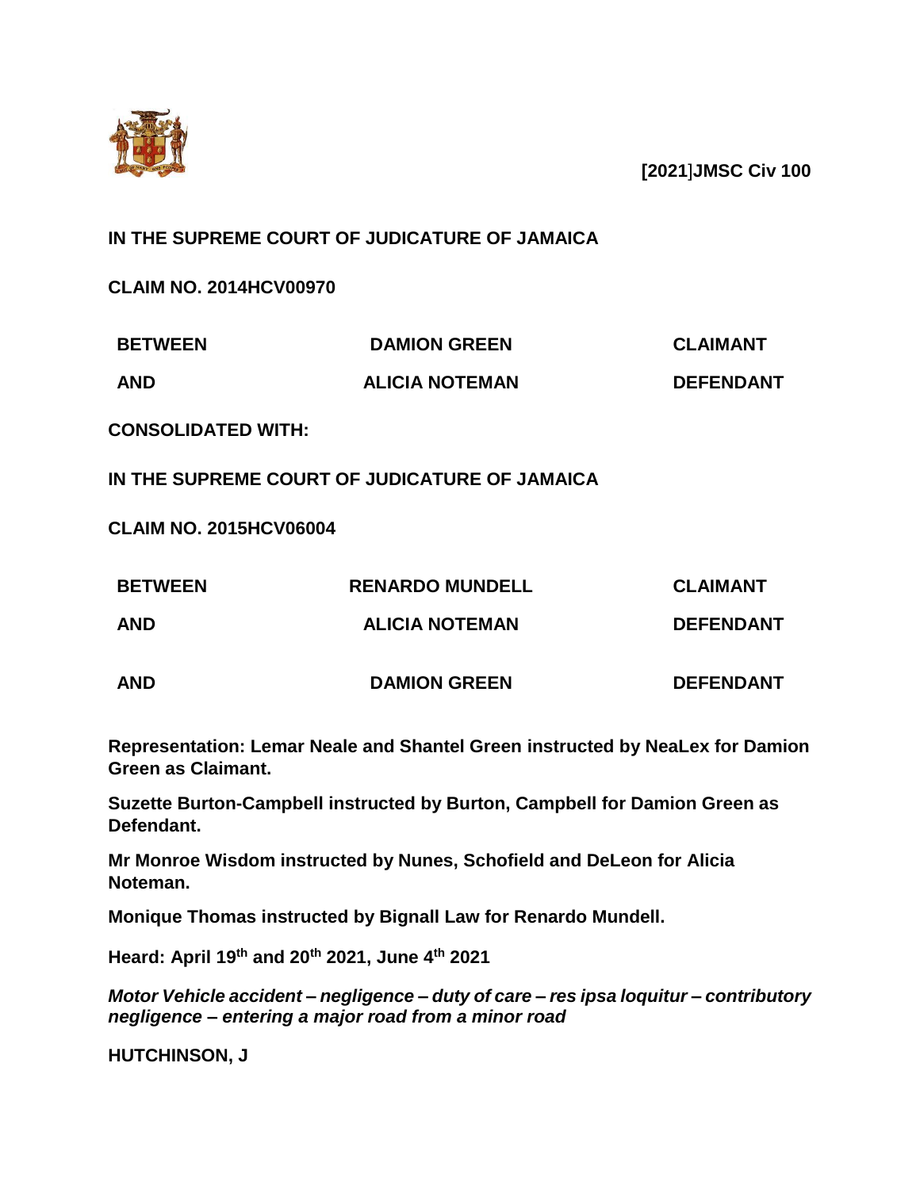**[2021]JMSC Civ 100**

**IN THE SUPREME COURT OF JUDICATURE OF JAMAICA**

**CLAIM NO. 2014HCV00970**

| | | |
|---|---|---|
| **BETWEEN** | **DAMION GREEN** | **CLAIMANT** |
| **AND** | **ALICIA NOTEMAN** | **DEFENDANT** |

**CONSOLIDATED WITH:**

**IN THE SUPREME COURT OF JUDICATURE OF JAMAICA**

**CLAIM NO. 2015HCV06004**

| | | |
|---|---|---|
| **BETWEEN** | **RENARDO MUNDELL** | **CLAIMANT** |
| **AND** | **ALICIA NOTEMAN** | **DEFENDANT** |
| **AND** | **DAMION GREEN** | **DEFENDANT** |

**Representation: Lemar Neale and Shantel Green instructed by NeaLex for Damion Green as Claimant.**

**Suzette Burton-Campbell instructed by Burton, Campbell for Damion Green as Defendant.**

**Mr Monroe Wisdom instructed by Nunes, Schofield and DeLeon for Alicia Noteman.**

**Monique Thomas instructed by Bignall Law for Renardo Mundell.**

**Heard: April 19th and 20th 2021, June 4th 2021**

***Motor Vehicle accident – negligence – duty of care – res ipsa loquitur – contributory negligence – entering a major road from a minor road***

**HUTCHINSON, J**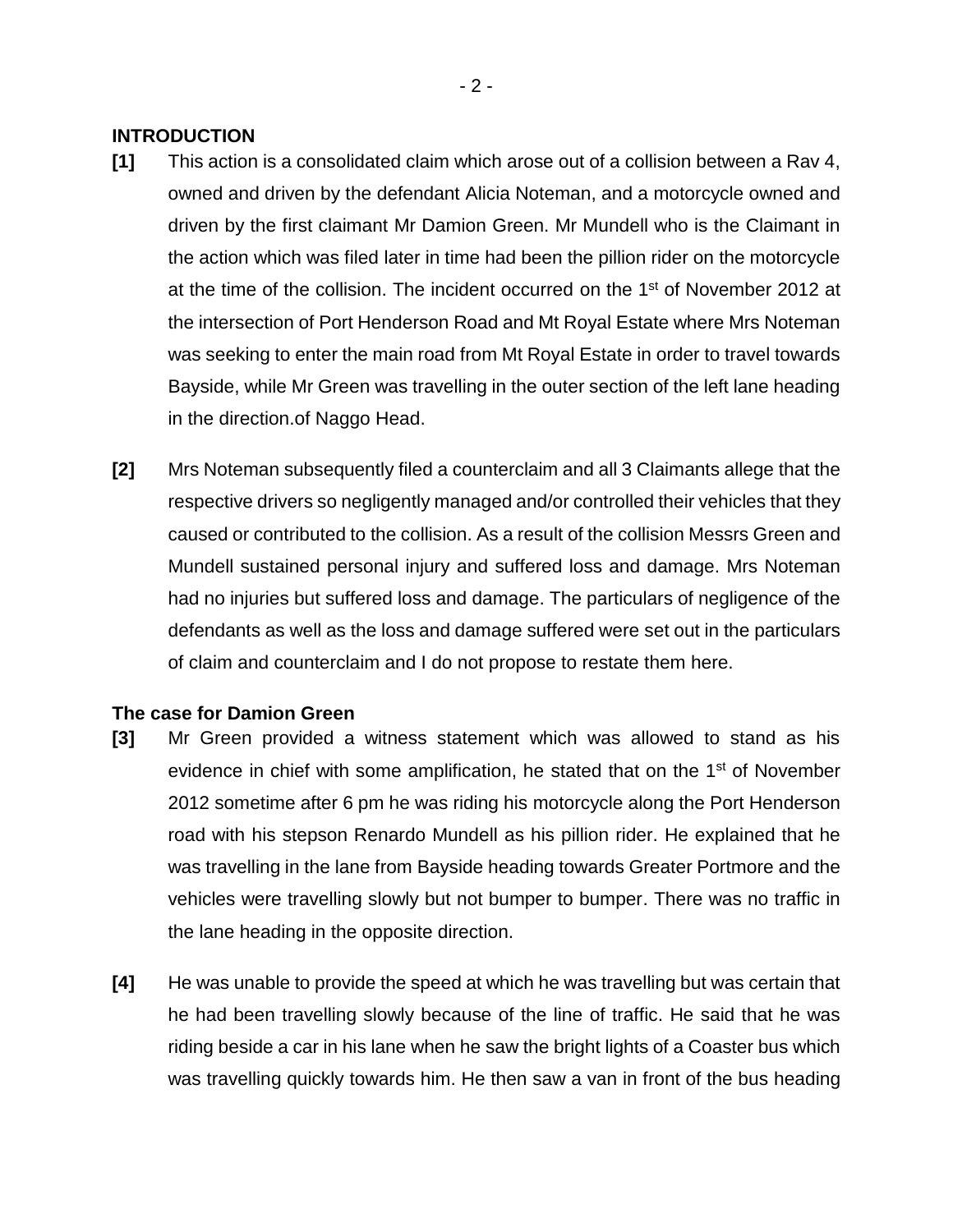## INTRODUCTION

**[1]** This action is a consolidated claim which arose out of a collision between a Rav 4, owned and driven by the defendant Alicia Noteman, and a motorcycle owned and driven by the first claimant Mr Damion Green. Mr Mundell who is the Claimant in the action which was filed later in time had been the pillion rider on the motorcycle at the time of the collision. The incident occurred on the 1st of November 2012 at the intersection of Port Henderson Road and Mt Royal Estate where Mrs Noteman was seeking to enter the main road from Mt Royal Estate in order to travel towards Bayside, while Mr Green was travelling in the outer section of the left lane heading in the direction.of Naggo Head.

**[2]** Mrs Noteman subsequently filed a counterclaim and all 3 Claimants allege that the respective drivers so negligently managed and/or controlled their vehicles that they caused or contributed to the collision. As a result of the collision Messrs Green and Mundell sustained personal injury and suffered loss and damage. Mrs Noteman had no injuries but suffered loss and damage. The particulars of negligence of the defendants as well as the loss and damage suffered were set out in the particulars of claim and counterclaim and I do not propose to restate them here.

### The case for Damion Green

**[3]** Mr Green provided a witness statement which was allowed to stand as his evidence in chief with some amplification, he stated that on the 1st of November 2012 sometime after 6 pm he was riding his motorcycle along the Port Henderson road with his stepson Renardo Mundell as his pillion rider. He explained that he was travelling in the lane from Bayside heading towards Greater Portmore and the vehicles were travelling slowly but not bumper to bumper. There was no traffic in the lane heading in the opposite direction.

**[4]** He was unable to provide the speed at which he was travelling but was certain that he had been travelling slowly because of the line of traffic. He said that he was riding beside a car in his lane when he saw the bright lights of a Coaster bus which was travelling quickly towards him. He then saw a van in front of the bus heading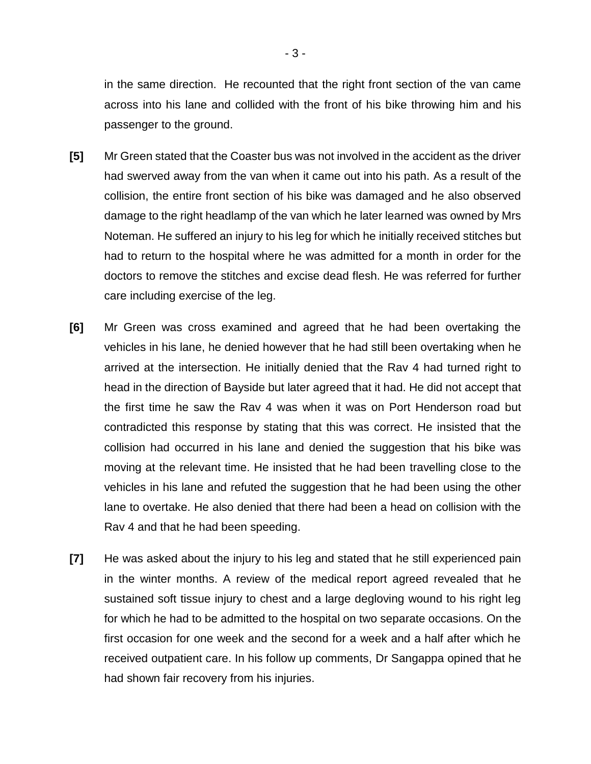in the same direction. He recounted that the right front section of the van came across into his lane and collided with the front of his bike throwing him and his passenger to the ground.

**[5]** Mr Green stated that the Coaster bus was not involved in the accident as the driver had swerved away from the van when it came out into his path. As a result of the collision, the entire front section of his bike was damaged and he also observed damage to the right headlamp of the van which he later learned was owned by Mrs Noteman. He suffered an injury to his leg for which he initially received stitches but had to return to the hospital where he was admitted for a month in order for the doctors to remove the stitches and excise dead flesh. He was referred for further care including exercise of the leg.

**[6]** Mr Green was cross examined and agreed that he had been overtaking the vehicles in his lane, he denied however that he had still been overtaking when he arrived at the intersection. He initially denied that the Rav 4 had turned right to head in the direction of Bayside but later agreed that it had. He did not accept that the first time he saw the Rav 4 was when it was on Port Henderson road but contradicted this response by stating that this was correct. He insisted that the collision had occurred in his lane and denied the suggestion that his bike was moving at the relevant time. He insisted that he had been travelling close to the vehicles in his lane and refuted the suggestion that he had been using the other lane to overtake. He also denied that there had been a head on collision with the Rav 4 and that he had been speeding.

**[7]** He was asked about the injury to his leg and stated that he still experienced pain in the winter months. A review of the medical report agreed revealed that he sustained soft tissue injury to chest and a large degloving wound to his right leg for which he had to be admitted to the hospital on two separate occasions. On the first occasion for one week and the second for a week and a half after which he received outpatient care. In his follow up comments, Dr Sangappa opined that he had shown fair recovery from his injuries.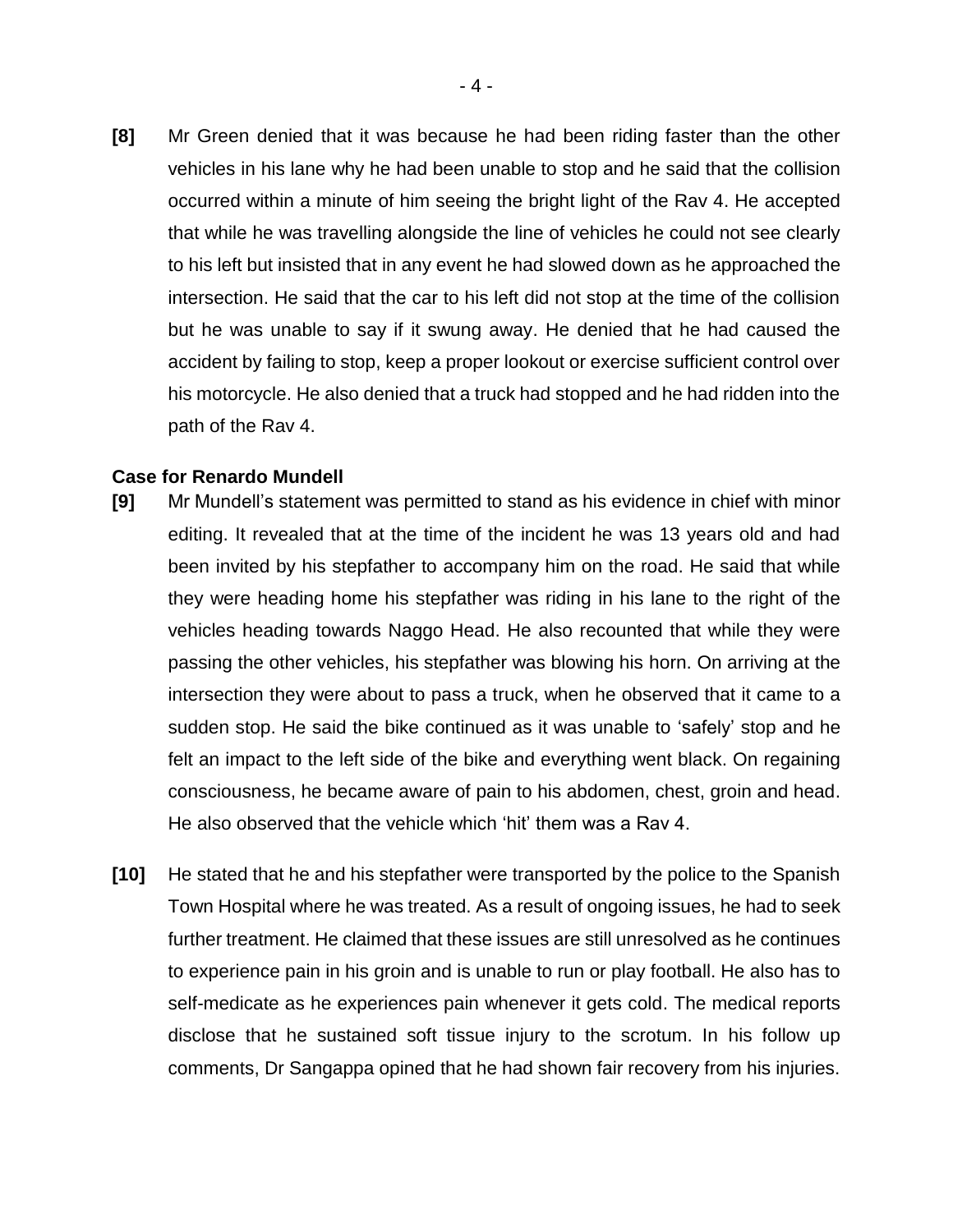**[8]** Mr Green denied that it was because he had been riding faster than the other vehicles in his lane why he had been unable to stop and he said that the collision occurred within a minute of him seeing the bright light of the Rav 4. He accepted that while he was travelling alongside the line of vehicles he could not see clearly to his left but insisted that in any event he had slowed down as he approached the intersection. He said that the car to his left did not stop at the time of the collision but he was unable to say if it swung away. He denied that he had caused the accident by failing to stop, keep a proper lookout or exercise sufficient control over his motorcycle. He also denied that a truck had stopped and he had ridden into the path of the Rav 4.

**Case for Renardo Mundell**

**[9]** Mr Mundell's statement was permitted to stand as his evidence in chief with minor editing. It revealed that at the time of the incident he was 13 years old and had been invited by his stepfather to accompany him on the road. He said that while they were heading home his stepfather was riding in his lane to the right of the vehicles heading towards Naggo Head. He also recounted that while they were passing the other vehicles, his stepfather was blowing his horn. On arriving at the intersection they were about to pass a truck, when he observed that it came to a sudden stop. He said the bike continued as it was unable to 'safely' stop and he felt an impact to the left side of the bike and everything went black. On regaining consciousness, he became aware of pain to his abdomen, chest, groin and head. He also observed that the vehicle which 'hit' them was a Rav 4.

**[10]** He stated that he and his stepfather were transported by the police to the Spanish Town Hospital where he was treated. As a result of ongoing issues, he had to seek further treatment. He claimed that these issues are still unresolved as he continues to experience pain in his groin and is unable to run or play football. He also has to self-medicate as he experiences pain whenever it gets cold. The medical reports disclose that he sustained soft tissue injury to the scrotum. In his follow up comments, Dr Sangappa opined that he had shown fair recovery from his injuries.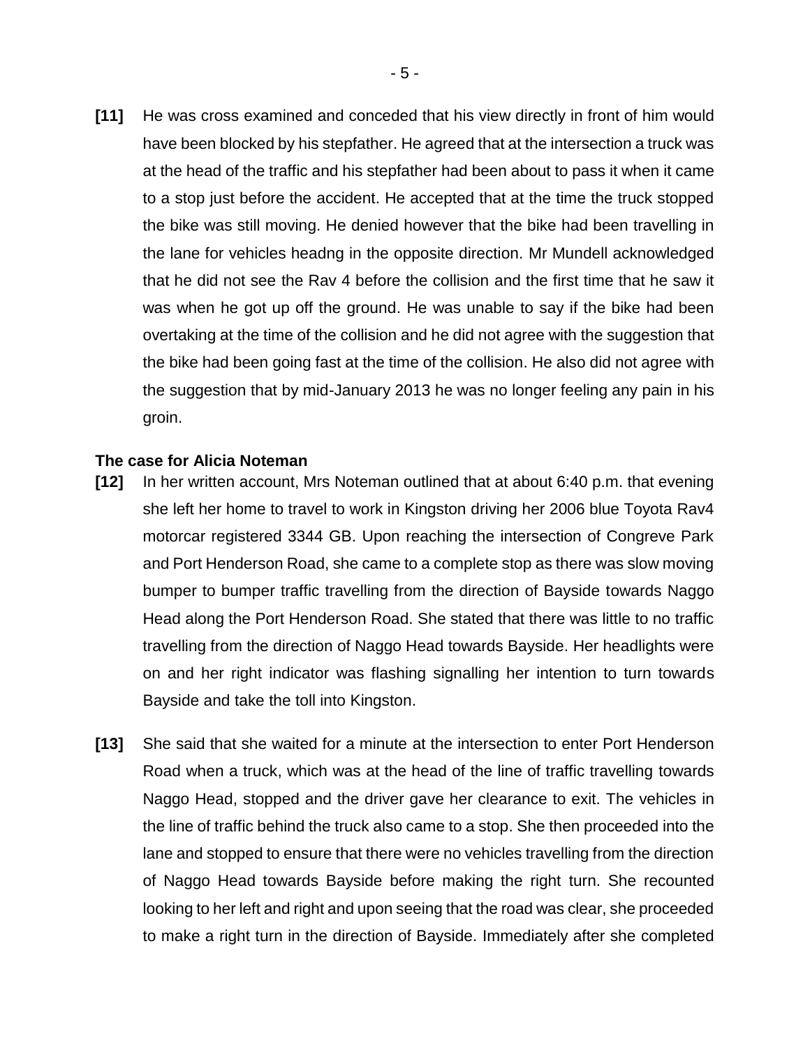**[11]** He was cross examined and conceded that his view directly in front of him would have been blocked by his stepfather. He agreed that at the intersection a truck was at the head of the traffic and his stepfather had been about to pass it when it came to a stop just before the accident. He accepted that at the time the truck stopped the bike was still moving. He denied however that the bike had been travelling in the lane for vehicles headng in the opposite direction. Mr Mundell acknowledged that he did not see the Rav 4 before the collision and the first time that he saw it was when he got up off the ground. He was unable to say if the bike had been overtaking at the time of the collision and he did not agree with the suggestion that the bike had been going fast at the time of the collision. He also did not agree with the suggestion that by mid-January 2013 he was no longer feeling any pain in his groin.

**The case for Alicia Noteman**

**[12]** In her written account, Mrs Noteman outlined that at about 6:40 p.m. that evening she left her home to travel to work in Kingston driving her 2006 blue Toyota Rav4 motorcar registered 3344 GB. Upon reaching the intersection of Congreve Park and Port Henderson Road, she came to a complete stop as there was slow moving bumper to bumper traffic travelling from the direction of Bayside towards Naggo Head along the Port Henderson Road. She stated that there was little to no traffic travelling from the direction of Naggo Head towards Bayside. Her headlights were on and her right indicator was flashing signalling her intention to turn towards Bayside and take the toll into Kingston.

**[13]** She said that she waited for a minute at the intersection to enter Port Henderson Road when a truck, which was at the head of the line of traffic travelling towards Naggo Head, stopped and the driver gave her clearance to exit. The vehicles in the line of traffic behind the truck also came to a stop. She then proceeded into the lane and stopped to ensure that there were no vehicles travelling from the direction of Naggo Head towards Bayside before making the right turn. She recounted looking to her left and right and upon seeing that the road was clear, she proceeded to make a right turn in the direction of Bayside. Immediately after she completed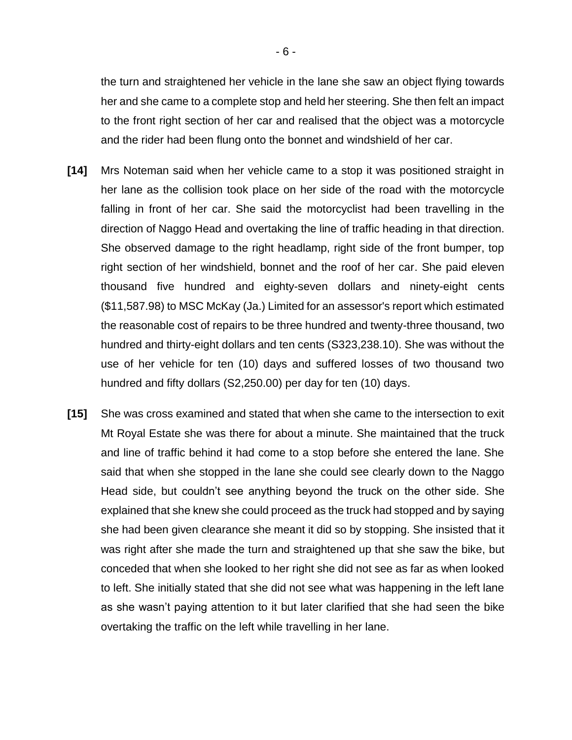the turn and straightened her vehicle in the lane she saw an object flying towards her and she came to a complete stop and held her steering. She then felt an impact to the front right section of her car and realised that the object was a motorcycle and the rider had been flung onto the bonnet and windshield of her car.

**[14]** Mrs Noteman said when her vehicle came to a stop it was positioned straight in her lane as the collision took place on her side of the road with the motorcycle falling in front of her car. She said the motorcyclist had been travelling in the direction of Naggo Head and overtaking the line of traffic heading in that direction. She observed damage to the right headlamp, right side of the front bumper, top right section of her windshield, bonnet and the roof of her car. She paid eleven thousand five hundred and eighty-seven dollars and ninety-eight cents ($11,587.98) to MSC McKay (Ja.) Limited for an assessor's report which estimated the reasonable cost of repairs to be three hundred and twenty-three thousand, two hundred and thirty-eight dollars and ten cents (S323,238.10). She was without the use of her vehicle for ten (10) days and suffered losses of two thousand two hundred and fifty dollars (S2,250.00) per day for ten (10) days.

**[15]** She was cross examined and stated that when she came to the intersection to exit Mt Royal Estate she was there for about a minute. She maintained that the truck and line of traffic behind it had come to a stop before she entered the lane. She said that when she stopped in the lane she could see clearly down to the Naggo Head side, but couldn't see anything beyond the truck on the other side. She explained that she knew she could proceed as the truck had stopped and by saying she had been given clearance she meant it did so by stopping. She insisted that it was right after she made the turn and straightened up that she saw the bike, but conceded that when she looked to her right she did not see as far as when looked to left. She initially stated that she did not see what was happening in the left lane as she wasn't paying attention to it but later clarified that she had seen the bike overtaking the traffic on the left while travelling in her lane.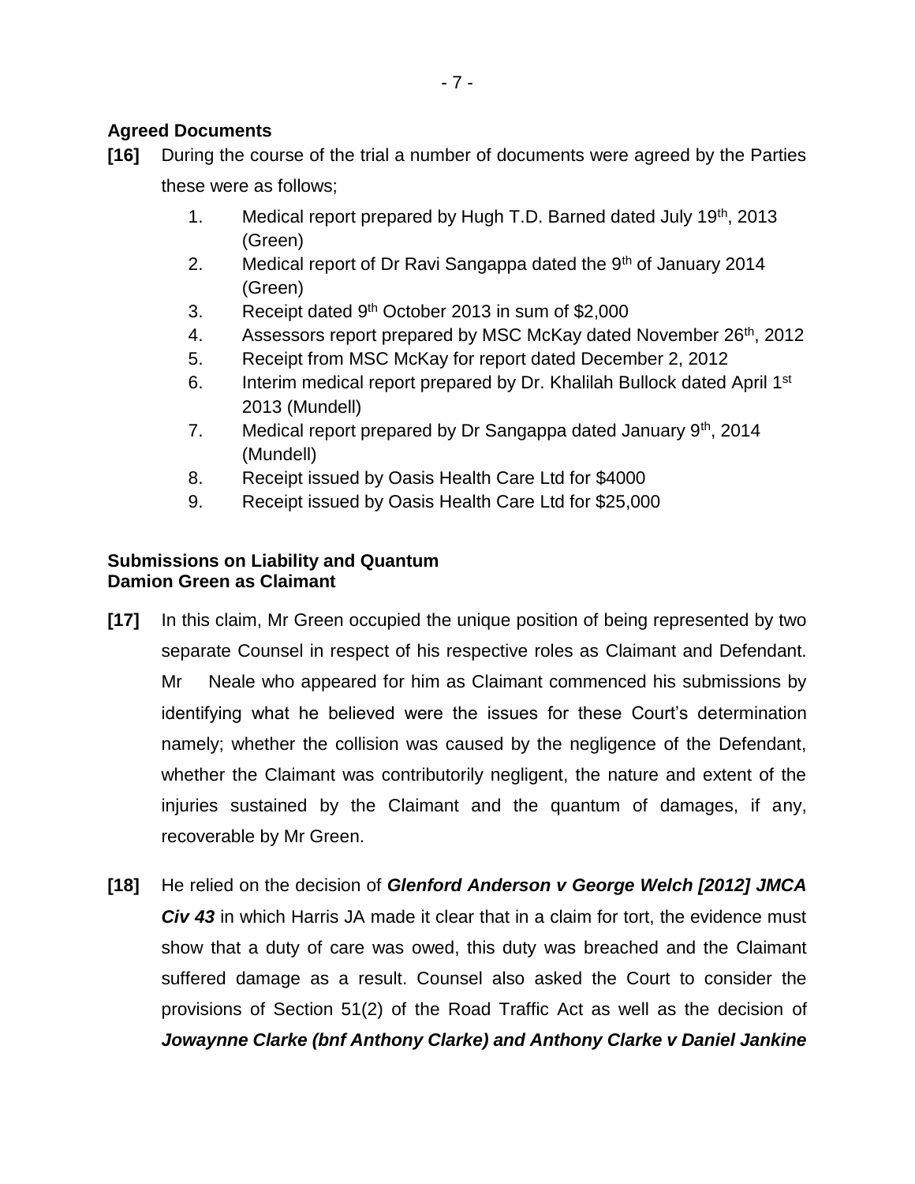**Agreed Documents**

**[16]** During the course of the trial a number of documents were agreed by the Parties these were as follows;

1. Medical report prepared by Hugh T.D. Barned dated July 19th, 2013 (Green)
2. Medical report of Dr Ravi Sangappa dated the 9th of January 2014 (Green)
3. Receipt dated 9th October 2013 in sum of $2,000
4. Assessors report prepared by MSC McKay dated November 26th, 2012
5. Receipt from MSC McKay for report dated December 2, 2012
6. Interim medical report prepared by Dr. Khalilah Bullock dated April 1st 2013 (Mundell)
7. Medical report prepared by Dr Sangappa dated January 9th, 2014 (Mundell)
8. Receipt issued by Oasis Health Care Ltd for $4000
9. Receipt issued by Oasis Health Care Ltd for $25,000

**Submissions on Liability and Quantum**
**Damion Green as Claimant**

**[17]** In this claim, Mr Green occupied the unique position of being represented by two separate Counsel in respect of his respective roles as Claimant and Defendant. Mr Neale who appeared for him as Claimant commenced his submissions by identifying what he believed were the issues for these Court's determination namely; whether the collision was caused by the negligence of the Defendant, whether the Claimant was contributorily negligent, the nature and extent of the injuries sustained by the Claimant and the quantum of damages, if any, recoverable by Mr Green.

**[18]** He relied on the decision of ***Glenford Anderson v George Welch [2012] JMCA Civ 43*** in which Harris JA made it clear that in a claim for tort, the evidence must show that a duty of care was owed, this duty was breached and the Claimant suffered damage as a result. Counsel also asked the Court to consider the provisions of Section 51(2) of the Road Traffic Act as well as the decision of ***Jowaynne Clarke (bnf Anthony Clarke) and Anthony Clarke v Daniel Jankine***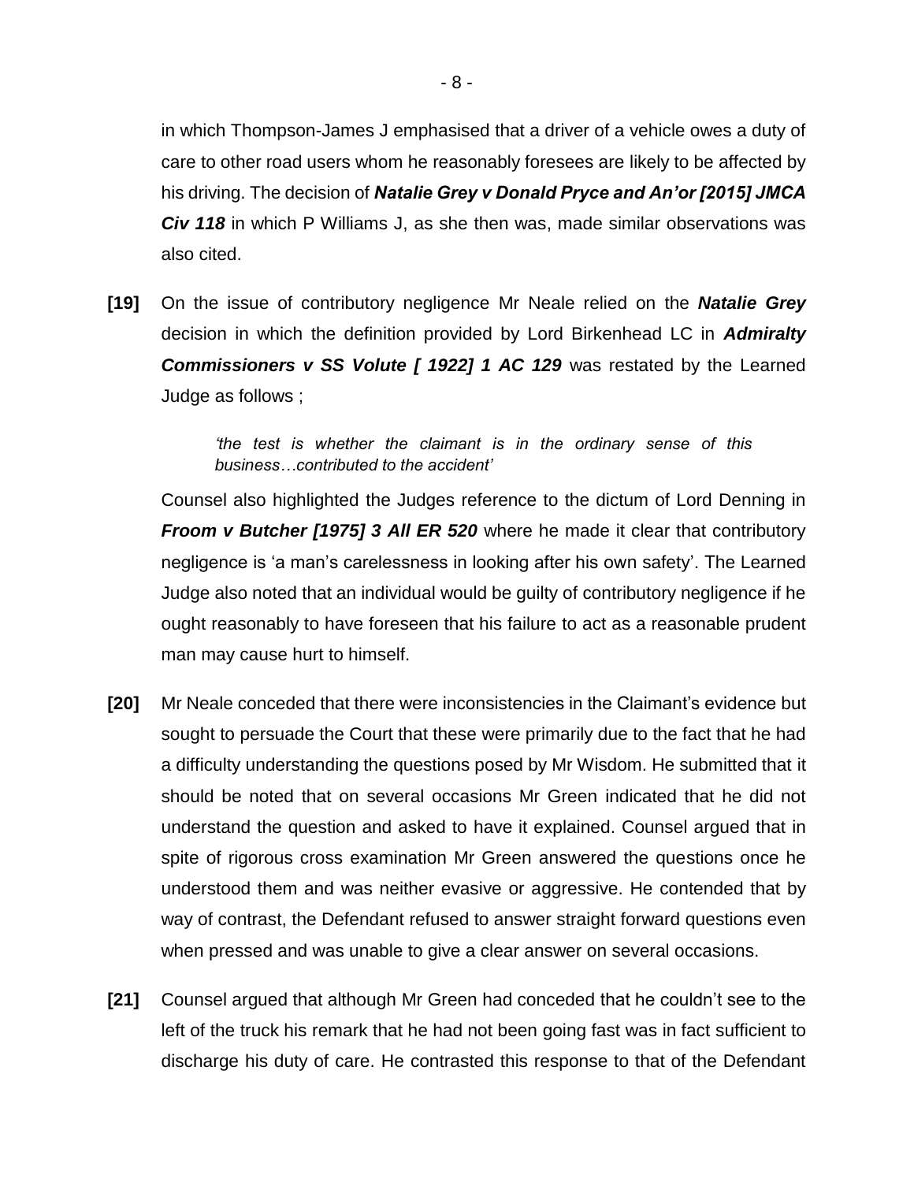in which Thompson-James J emphasised that a driver of a vehicle owes a duty of care to other road users whom he reasonably foresees are likely to be affected by his driving. The decision of ***Natalie Grey v Donald Pryce and An'or [2015] JMCA Civ 118*** in which P Williams J, as she then was, made similar observations was also cited.

**[19]** On the issue of contributory negligence Mr Neale relied on the ***Natalie Grey*** decision in which the definition provided by Lord Birkenhead LC in ***Admiralty Commissioners v SS Volute [ 1922] 1 AC 129*** was restated by the Learned Judge as follows ;

> *'the test is whether the claimant is in the ordinary sense of this business…contributed to the accident'*

Counsel also highlighted the Judges reference to the dictum of Lord Denning in ***Froom v Butcher [1975] 3 All ER 520*** where he made it clear that contributory negligence is 'a man's carelessness in looking after his own safety'. The Learned Judge also noted that an individual would be guilty of contributory negligence if he ought reasonably to have foreseen that his failure to act as a reasonable prudent man may cause hurt to himself.

**[20]** Mr Neale conceded that there were inconsistencies in the Claimant's evidence but sought to persuade the Court that these were primarily due to the fact that he had a difficulty understanding the questions posed by Mr Wisdom. He submitted that it should be noted that on several occasions Mr Green indicated that he did not understand the question and asked to have it explained. Counsel argued that in spite of rigorous cross examination Mr Green answered the questions once he understood them and was neither evasive or aggressive. He contended that by way of contrast, the Defendant refused to answer straight forward questions even when pressed and was unable to give a clear answer on several occasions.

**[21]** Counsel argued that although Mr Green had conceded that he couldn't see to the left of the truck his remark that he had not been going fast was in fact sufficient to discharge his duty of care. He contrasted this response to that of the Defendant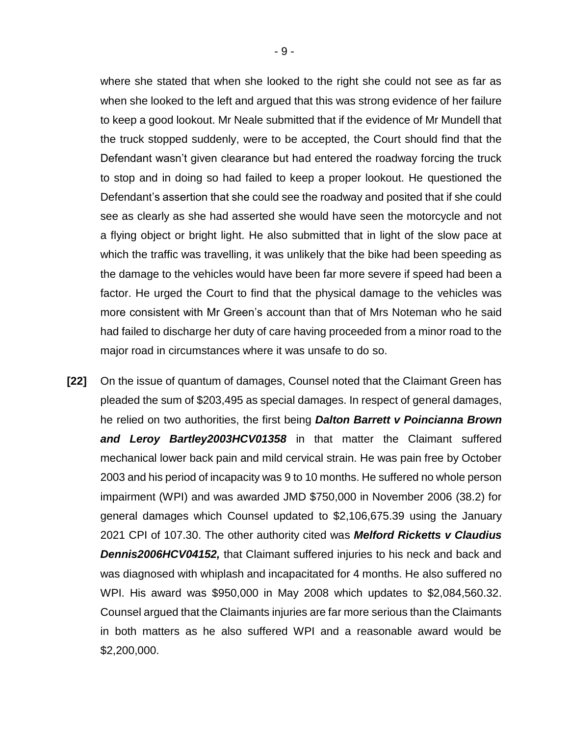where she stated that when she looked to the right she could not see as far as when she looked to the left and argued that this was strong evidence of her failure to keep a good lookout. Mr Neale submitted that if the evidence of Mr Mundell that the truck stopped suddenly, were to be accepted, the Court should find that the Defendant wasn't given clearance but had entered the roadway forcing the truck to stop and in doing so had failed to keep a proper lookout. He questioned the Defendant's assertion that she could see the roadway and posited that if she could see as clearly as she had asserted she would have seen the motorcycle and not a flying object or bright light. He also submitted that in light of the slow pace at which the traffic was travelling, it was unlikely that the bike had been speeding as the damage to the vehicles would have been far more severe if speed had been a factor. He urged the Court to find that the physical damage to the vehicles was more consistent with Mr Green's account than that of Mrs Noteman who he said had failed to discharge her duty of care having proceeded from a minor road to the major road in circumstances where it was unsafe to do so.

**[22]** On the issue of quantum of damages, Counsel noted that the Claimant Green has pleaded the sum of $203,495 as special damages. In respect of general damages, he relied on two authorities, the first being ***Dalton Barrett v Poincianna Brown and Leroy Bartley2003HCV01358*** in that matter the Claimant suffered mechanical lower back pain and mild cervical strain. He was pain free by October 2003 and his period of incapacity was 9 to 10 months. He suffered no whole person impairment (WPI) and was awarded JMD $750,000 in November 2006 (38.2) for general damages which Counsel updated to $2,106,675.39 using the January 2021 CPI of 107.30. The other authority cited was ***Melford Ricketts v Claudius Dennis2006HCV04152,*** that Claimant suffered injuries to his neck and back and was diagnosed with whiplash and incapacitated for 4 months. He also suffered no WPI. His award was $950,000 in May 2008 which updates to $2,084,560.32. Counsel argued that the Claimants injuries are far more serious than the Claimants in both matters as he also suffered WPI and a reasonable award would be $2,200,000.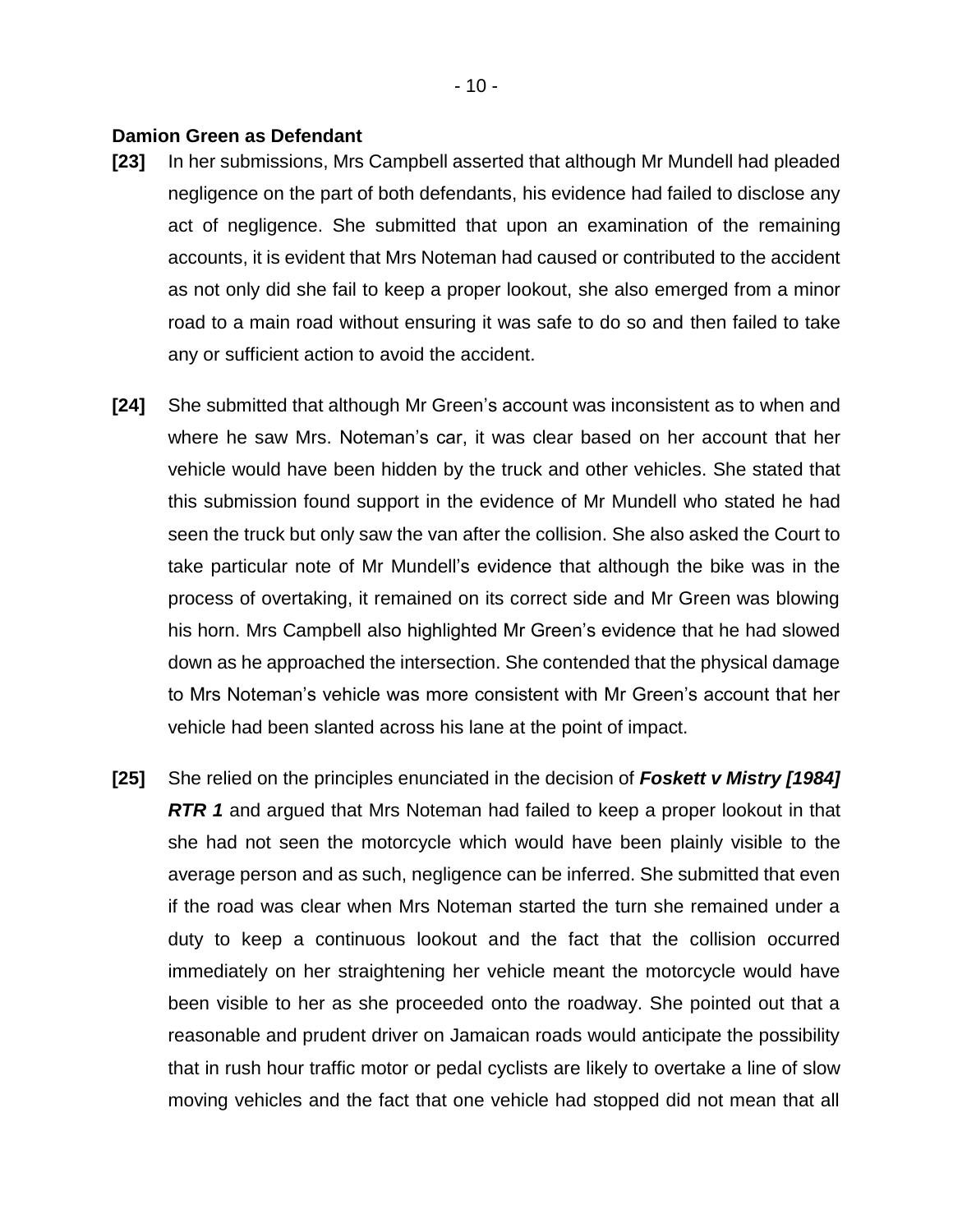**Damion Green as Defendant**

**[23]** In her submissions, Mrs Campbell asserted that although Mr Mundell had pleaded negligence on the part of both defendants, his evidence had failed to disclose any act of negligence. She submitted that upon an examination of the remaining accounts, it is evident that Mrs Noteman had caused or contributed to the accident as not only did she fail to keep a proper lookout, she also emerged from a minor road to a main road without ensuring it was safe to do so and then failed to take any or sufficient action to avoid the accident.

**[24]** She submitted that although Mr Green's account was inconsistent as to when and where he saw Mrs. Noteman's car, it was clear based on her account that her vehicle would have been hidden by the truck and other vehicles. She stated that this submission found support in the evidence of Mr Mundell who stated he had seen the truck but only saw the van after the collision. She also asked the Court to take particular note of Mr Mundell's evidence that although the bike was in the process of overtaking, it remained on its correct side and Mr Green was blowing his horn. Mrs Campbell also highlighted Mr Green's evidence that he had slowed down as he approached the intersection. She contended that the physical damage to Mrs Noteman's vehicle was more consistent with Mr Green's account that her vehicle had been slanted across his lane at the point of impact.

**[25]** She relied on the principles enunciated in the decision of ***Foskett v Mistry [1984] RTR 1*** and argued that Mrs Noteman had failed to keep a proper lookout in that she had not seen the motorcycle which would have been plainly visible to the average person and as such, negligence can be inferred. She submitted that even if the road was clear when Mrs Noteman started the turn she remained under a duty to keep a continuous lookout and the fact that the collision occurred immediately on her straightening her vehicle meant the motorcycle would have been visible to her as she proceeded onto the roadway. She pointed out that a reasonable and prudent driver on Jamaican roads would anticipate the possibility that in rush hour traffic motor or pedal cyclists are likely to overtake a line of slow moving vehicles and the fact that one vehicle had stopped did not mean that all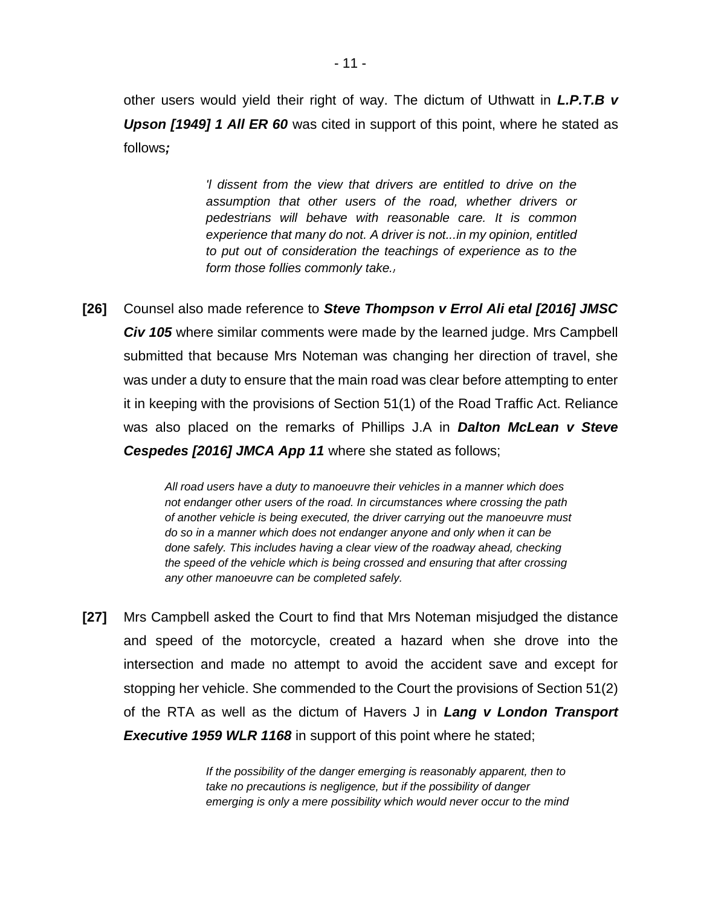other users would yield their right of way. The dictum of Uthwatt in ***L.P.T.B v Upson [1949] 1 All ER 60*** was cited in support of this point, where he stated as follows***;***

> *'I dissent from the view that drivers are entitled to drive on the assumption that other users of the road, whether drivers or pedestrians will behave with reasonable care. It is common experience that many do not. A driver is not...in my opinion, entitled to put out of consideration the teachings of experience as to the form those follies commonly take.*,

**[26]** Counsel also made reference to ***Steve Thompson v Errol Ali etal [2016] JMSC Civ 105*** where similar comments were made by the learned judge. Mrs Campbell submitted that because Mrs Noteman was changing her direction of travel, she was under a duty to ensure that the main road was clear before attempting to enter it in keeping with the provisions of Section 51(1) of the Road Traffic Act. Reliance was also placed on the remarks of Phillips J.A in ***Dalton McLean v Steve Cespedes [2016] JMCA App 11*** where she stated as follows;

> *All road users have a duty to manoeuvre their vehicles in a manner which does not endanger other users of the road. In circumstances where crossing the path of another vehicle is being executed, the driver carrying out the manoeuvre must do so in a manner which does not endanger anyone and only when it can be done safely. This includes having a clear view of the roadway ahead, checking the speed of the vehicle which is being crossed and ensuring that after crossing any other manoeuvre can be completed safely.*

**[27]** Mrs Campbell asked the Court to find that Mrs Noteman misjudged the distance and speed of the motorcycle, created a hazard when she drove into the intersection and made no attempt to avoid the accident save and except for stopping her vehicle. She commended to the Court the provisions of Section 51(2) of the RTA as well as the dictum of Havers J in ***Lang v London Transport Executive 1959 WLR 1168*** in support of this point where he stated;

> *If the possibility of the danger emerging is reasonably apparent, then to take no precautions is negligence, but if the possibility of danger emerging is only a mere possibility which would never occur to the mind*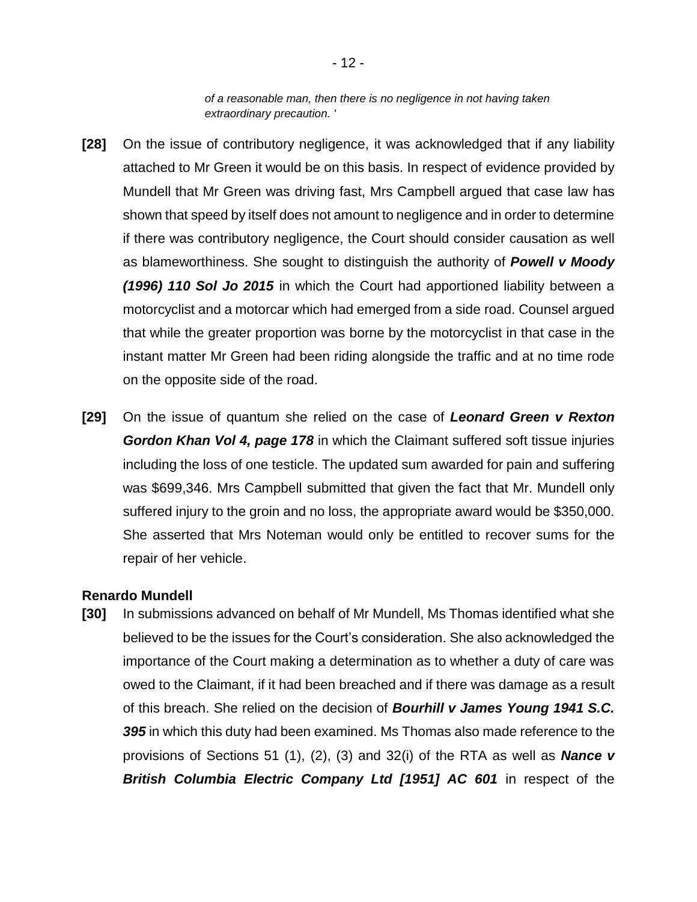*of a reasonable man, then there is no negligence in not having taken extraordinary precaution. '*

**[28]** On the issue of contributory negligence, it was acknowledged that if any liability attached to Mr Green it would be on this basis. In respect of evidence provided by Mundell that Mr Green was driving fast, Mrs Campbell argued that case law has shown that speed by itself does not amount to negligence and in order to determine if there was contributory negligence, the Court should consider causation as well as blameworthiness. She sought to distinguish the authority of ***Powell v Moody (1996) 110 Sol Jo 2015*** in which the Court had apportioned liability between a motorcyclist and a motorcar which had emerged from a side road. Counsel argued that while the greater proportion was borne by the motorcyclist in that case in the instant matter Mr Green had been riding alongside the traffic and at no time rode on the opposite side of the road.

**[29]** On the issue of quantum she relied on the case of ***Leonard Green v Rexton Gordon Khan Vol 4, page 178*** in which the Claimant suffered soft tissue injuries including the loss of one testicle. The updated sum awarded for pain and suffering was $699,346. Mrs Campbell submitted that given the fact that Mr. Mundell only suffered injury to the groin and no loss, the appropriate award would be $350,000. She asserted that Mrs Noteman would only be entitled to recover sums for the repair of her vehicle.

**Renardo Mundell**

**[30]** In submissions advanced on behalf of Mr Mundell, Ms Thomas identified what she believed to be the issues for the Court's consideration. She also acknowledged the importance of the Court making a determination as to whether a duty of care was owed to the Claimant, if it had been breached and if there was damage as a result of this breach. She relied on the decision of ***Bourhill v James Young 1941 S.C. 395*** in which this duty had been examined. Ms Thomas also made reference to the provisions of Sections 51 (1), (2), (3) and 32(i) of the RTA as well as ***Nance v British Columbia Electric Company Ltd [1951] AC 601*** in respect of the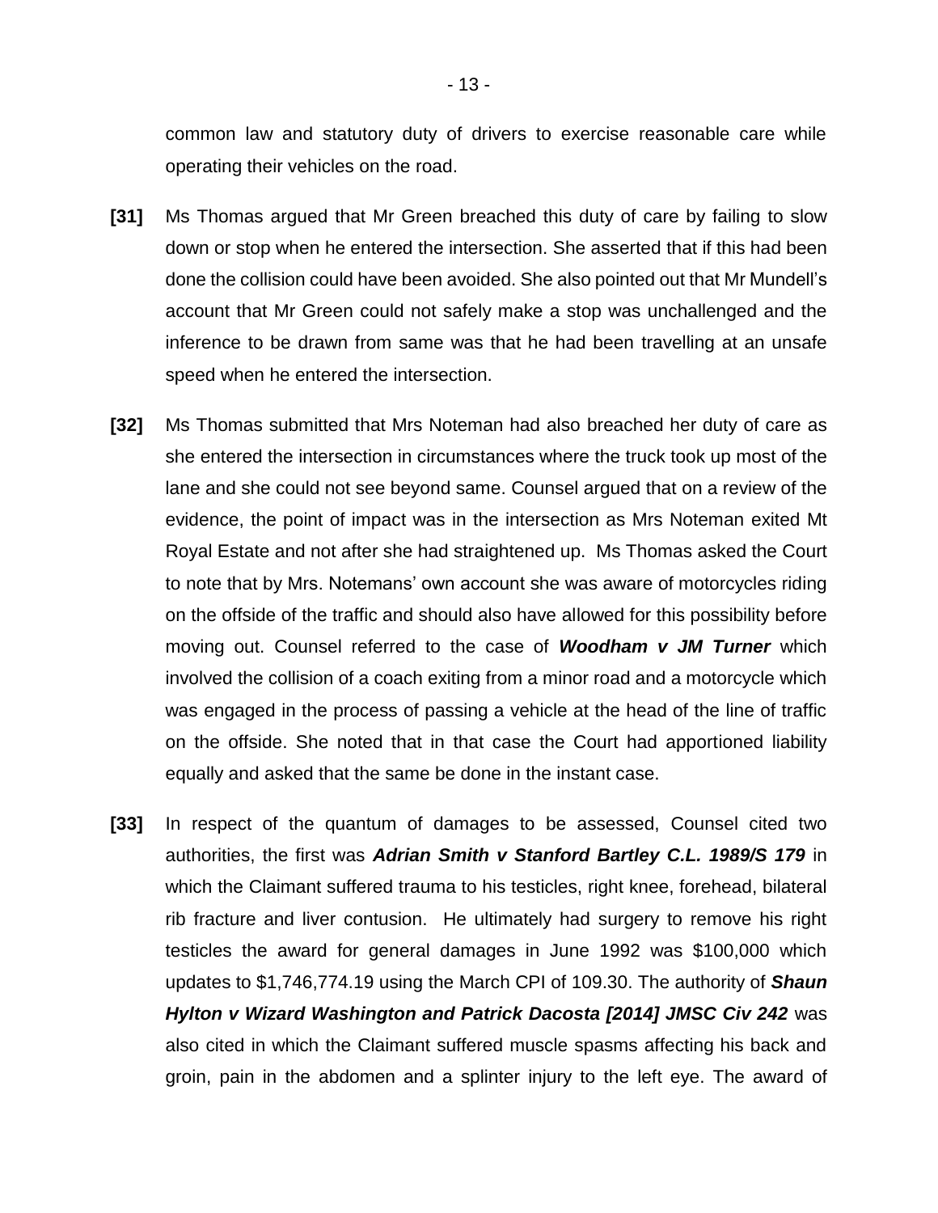common law and statutory duty of drivers to exercise reasonable care while operating their vehicles on the road.

**[31]** Ms Thomas argued that Mr Green breached this duty of care by failing to slow down or stop when he entered the intersection. She asserted that if this had been done the collision could have been avoided. She also pointed out that Mr Mundell's account that Mr Green could not safely make a stop was unchallenged and the inference to be drawn from same was that he had been travelling at an unsafe speed when he entered the intersection.

**[32]** Ms Thomas submitted that Mrs Noteman had also breached her duty of care as she entered the intersection in circumstances where the truck took up most of the lane and she could not see beyond same. Counsel argued that on a review of the evidence, the point of impact was in the intersection as Mrs Noteman exited Mt Royal Estate and not after she had straightened up. Ms Thomas asked the Court to note that by Mrs. Notemans' own account she was aware of motorcycles riding on the offside of the traffic and should also have allowed for this possibility before moving out. Counsel referred to the case of ***Woodham v JM Turner*** which involved the collision of a coach exiting from a minor road and a motorcycle which was engaged in the process of passing a vehicle at the head of the line of traffic on the offside. She noted that in that case the Court had apportioned liability equally and asked that the same be done in the instant case.

**[33]** In respect of the quantum of damages to be assessed, Counsel cited two authorities, the first was ***Adrian Smith v Stanford Bartley C.L. 1989/S 179*** in which the Claimant suffered trauma to his testicles, right knee, forehead, bilateral rib fracture and liver contusion. He ultimately had surgery to remove his right testicles the award for general damages in June 1992 was $100,000 which updates to $1,746,774.19 using the March CPI of 109.30. The authority of ***Shaun Hylton v Wizard Washington and Patrick Dacosta [2014] JMSC Civ 242*** was also cited in which the Claimant suffered muscle spasms affecting his back and groin, pain in the abdomen and a splinter injury to the left eye. The award of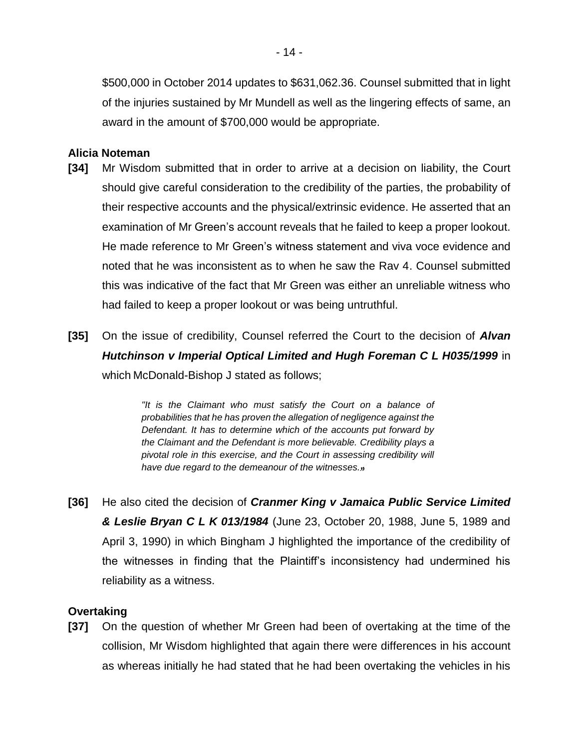$500,000 in October 2014 updates to $631,062.36. Counsel submitted that in light of the injuries sustained by Mr Mundell as well as the lingering effects of same, an award in the amount of $700,000 would be appropriate.

**Alicia Noteman**

**[34]** Mr Wisdom submitted that in order to arrive at a decision on liability, the Court should give careful consideration to the credibility of the parties, the probability of their respective accounts and the physical/extrinsic evidence. He asserted that an examination of Mr Green's account reveals that he failed to keep a proper lookout. He made reference to Mr Green's witness statement and viva voce evidence and noted that he was inconsistent as to when he saw the Rav 4. Counsel submitted this was indicative of the fact that Mr Green was either an unreliable witness who had failed to keep a proper lookout or was being untruthful.

**[35]** On the issue of credibility, Counsel referred the Court to the decision of ***Alvan Hutchinson v Imperial Optical Limited and Hugh Foreman C L H035/1999*** in which McDonald-Bishop J stated as follows;

> *"It is the Claimant who must satisfy the Court on a balance of probabilities that he has proven the allegation of negligence against the Defendant. It has to determine which of the accounts put forward by the Claimant and the Defendant is more believable. Credibility plays a pivotal role in this exercise, and the Court in assessing credibility will have due regard to the demeanour of the witnesses."*

**[36]** He also cited the decision of ***Cranmer King v Jamaica Public Service Limited & Leslie Bryan C L K 013/1984*** (June 23, October 20, 1988, June 5, 1989 and April 3, 1990) in which Bingham J highlighted the importance of the credibility of the witnesses in finding that the Plaintiff's inconsistency had undermined his reliability as a witness.

**Overtaking**

**[37]** On the question of whether Mr Green had been of overtaking at the time of the collision, Mr Wisdom highlighted that again there were differences in his account as whereas initially he had stated that he had been overtaking the vehicles in his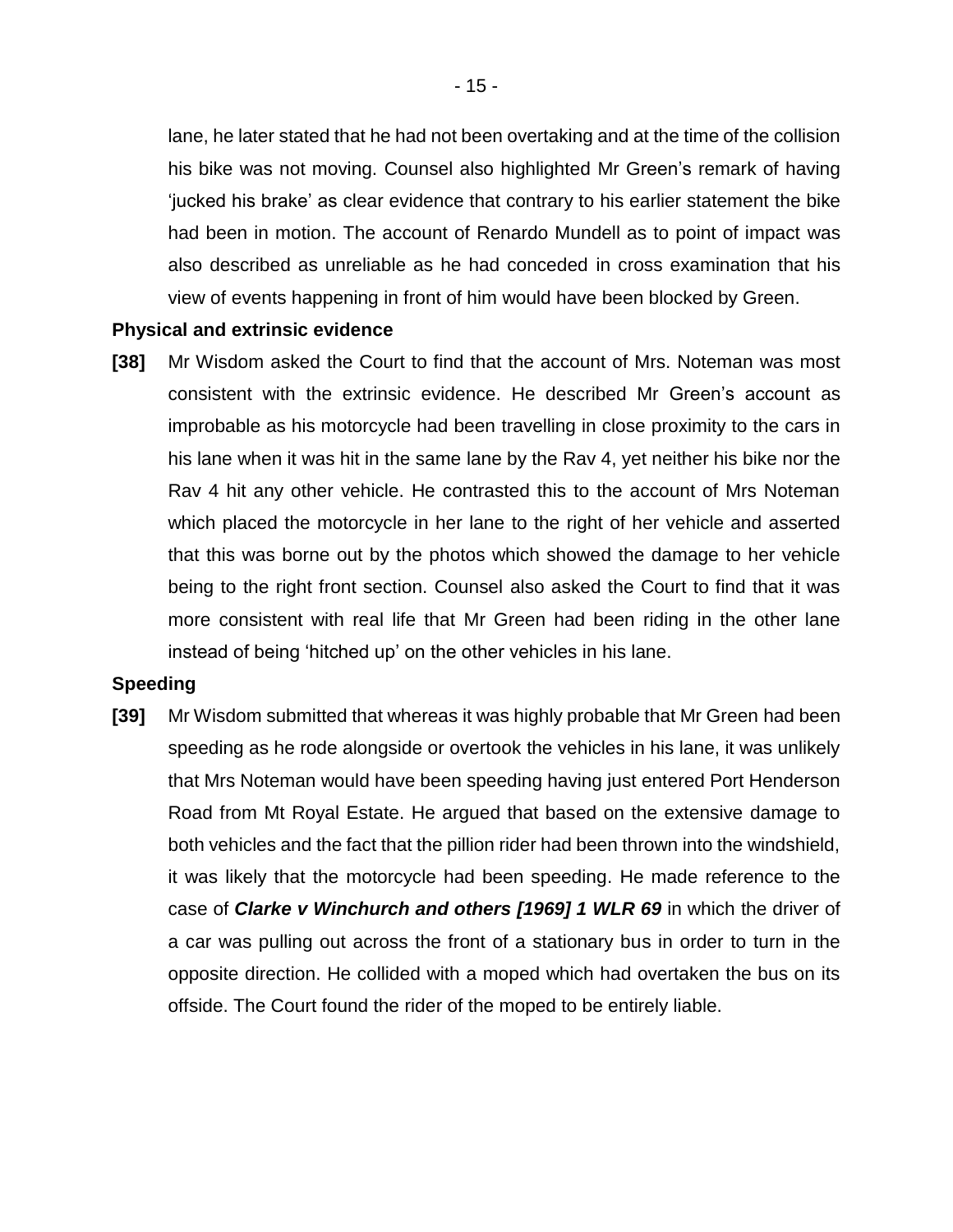lane, he later stated that he had not been overtaking and at the time of the collision his bike was not moving. Counsel also highlighted Mr Green's remark of having 'jucked his brake' as clear evidence that contrary to his earlier statement the bike had been in motion. The account of Renardo Mundell as to point of impact was also described as unreliable as he had conceded in cross examination that his view of events happening in front of him would have been blocked by Green.

**Physical and extrinsic evidence**

**[38]** Mr Wisdom asked the Court to find that the account of Mrs. Noteman was most consistent with the extrinsic evidence. He described Mr Green's account as improbable as his motorcycle had been travelling in close proximity to the cars in his lane when it was hit in the same lane by the Rav 4, yet neither his bike nor the Rav 4 hit any other vehicle. He contrasted this to the account of Mrs Noteman which placed the motorcycle in her lane to the right of her vehicle and asserted that this was borne out by the photos which showed the damage to her vehicle being to the right front section. Counsel also asked the Court to find that it was more consistent with real life that Mr Green had been riding in the other lane instead of being 'hitched up' on the other vehicles in his lane.

**Speeding**

**[39]** Mr Wisdom submitted that whereas it was highly probable that Mr Green had been speeding as he rode alongside or overtook the vehicles in his lane, it was unlikely that Mrs Noteman would have been speeding having just entered Port Henderson Road from Mt Royal Estate. He argued that based on the extensive damage to both vehicles and the fact that the pillion rider had been thrown into the windshield, it was likely that the motorcycle had been speeding. He made reference to the case of ***Clarke v Winchurch and others [1969] 1 WLR 69*** in which the driver of a car was pulling out across the front of a stationary bus in order to turn in the opposite direction. He collided with a moped which had overtaken the bus on its offside. The Court found the rider of the moped to be entirely liable.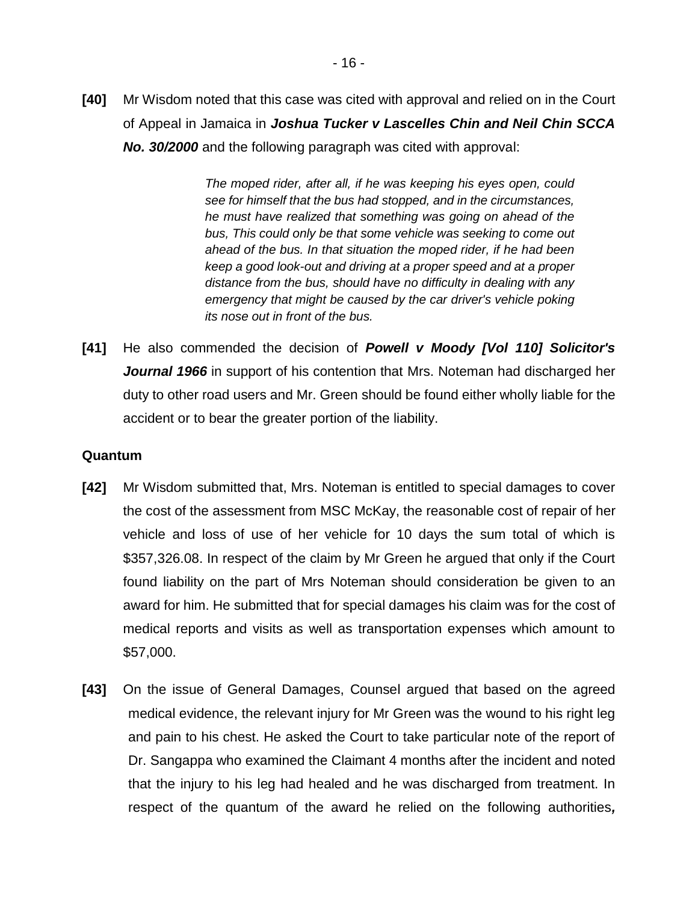**[40]** Mr Wisdom noted that this case was cited with approval and relied on in the Court of Appeal in Jamaica in ***Joshua Tucker v Lascelles Chin and Neil Chin SCCA No. 30/2000*** and the following paragraph was cited with approval:

> *The moped rider, after all, if he was keeping his eyes open, could see for himself that the bus had stopped, and in the circumstances, he must have realized that something was going on ahead of the bus, This could only be that some vehicle was seeking to come out ahead of the bus. In that situation the moped rider, if he had been keep a good look-out and driving at a proper speed and at a proper distance from the bus, should have no difficulty in dealing with any emergency that might be caused by the car driver's vehicle poking its nose out in front of the bus.*

**[41]** He also commended the decision of ***Powell v Moody [Vol 110] Solicitor's Journal 1966*** in support of his contention that Mrs. Noteman had discharged her duty to other road users and Mr. Green should be found either wholly liable for the accident or to bear the greater portion of the liability.

**Quantum**

**[42]** Mr Wisdom submitted that, Mrs. Noteman is entitled to special damages to cover the cost of the assessment from MSC McKay, the reasonable cost of repair of her vehicle and loss of use of her vehicle for 10 days the sum total of which is $357,326.08. In respect of the claim by Mr Green he argued that only if the Court found liability on the part of Mrs Noteman should consideration be given to an award for him. He submitted that for special damages his claim was for the cost of medical reports and visits as well as transportation expenses which amount to $57,000.

**[43]** On the issue of General Damages, Counsel argued that based on the agreed medical evidence, the relevant injury for Mr Green was the wound to his right leg and pain to his chest. He asked the Court to take particular note of the report of Dr. Sangappa who examined the Claimant 4 months after the incident and noted that the injury to his leg had healed and he was discharged from treatment. In respect of the quantum of the award he relied on the following authorities***,***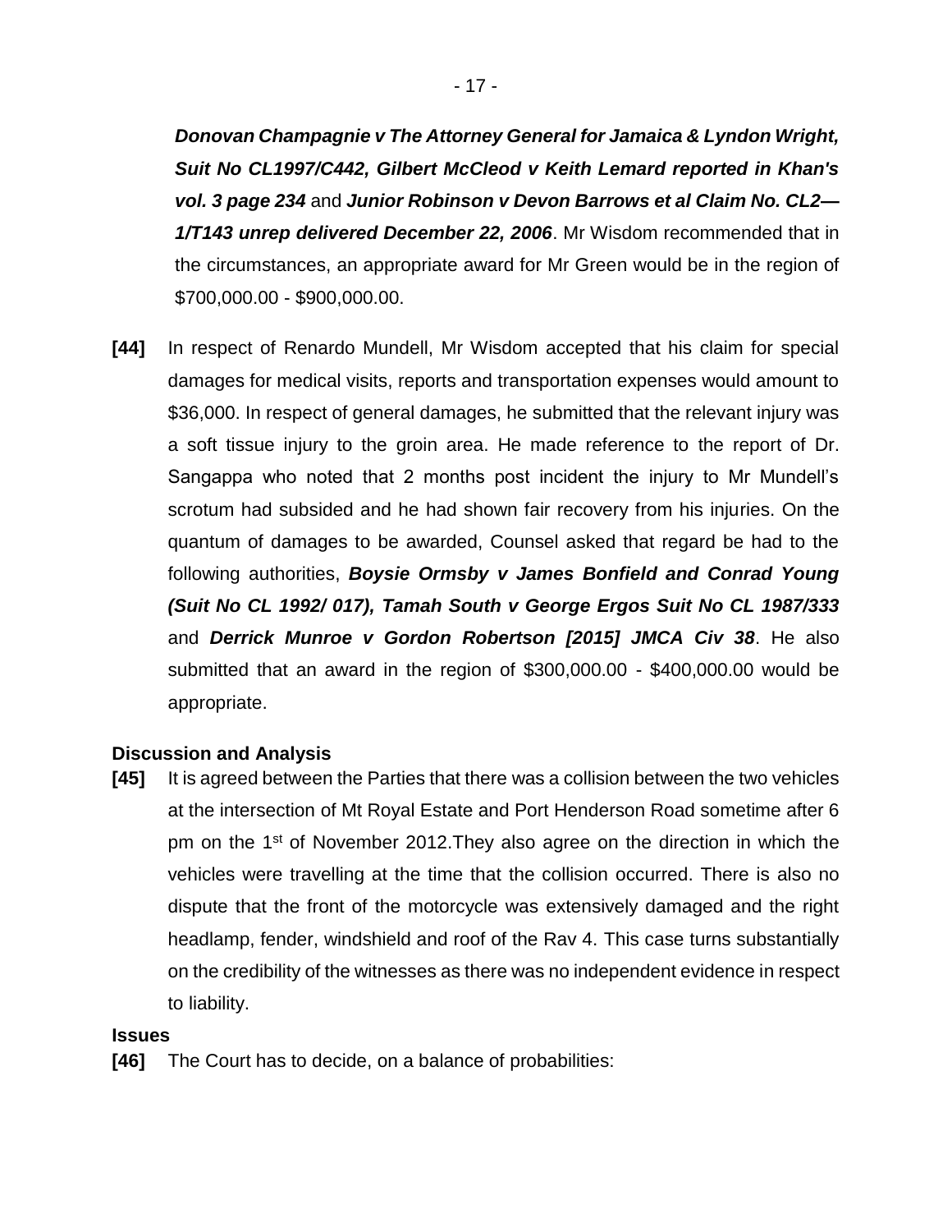***Donovan Champagnie v The Attorney General for Jamaica & Lyndon Wright, Suit No CL1997/C442, Gilbert McCleod v Keith Lemard reported in Khan's vol. 3 page 234*** and ***Junior Robinson v Devon Barrows et al Claim No. CL2—1/T143 unrep delivered December 22, 2006***. Mr Wisdom recommended that in the circumstances, an appropriate award for Mr Green would be in the region of $700,000.00 - $900,000.00.

**[44]** In respect of Renardo Mundell, Mr Wisdom accepted that his claim for special damages for medical visits, reports and transportation expenses would amount to $36,000. In respect of general damages, he submitted that the relevant injury was a soft tissue injury to the groin area. He made reference to the report of Dr. Sangappa who noted that 2 months post incident the injury to Mr Mundell's scrotum had subsided and he had shown fair recovery from his injuries. On the quantum of damages to be awarded, Counsel asked that regard be had to the following authorities, ***Boysie Ormsby v James Bonfield and Conrad Young (Suit No CL 1992/ 017), Tamah South v George Ergos Suit No CL 1987/333*** and ***Derrick Munroe v Gordon Robertson [2015] JMCA Civ 38***. He also submitted that an award in the region of $300,000.00 - $400,000.00 would be appropriate.

## Discussion and Analysis

**[45]** It is agreed between the Parties that there was a collision between the two vehicles at the intersection of Mt Royal Estate and Port Henderson Road sometime after 6 pm on the 1st of November 2012.They also agree on the direction in which the vehicles were travelling at the time that the collision occurred. There is also no dispute that the front of the motorcycle was extensively damaged and the right headlamp, fender, windshield and roof of the Rav 4. This case turns substantially on the credibility of the witnesses as there was no independent evidence in respect to liability.

## Issues

**[46]** The Court has to decide, on a balance of probabilities: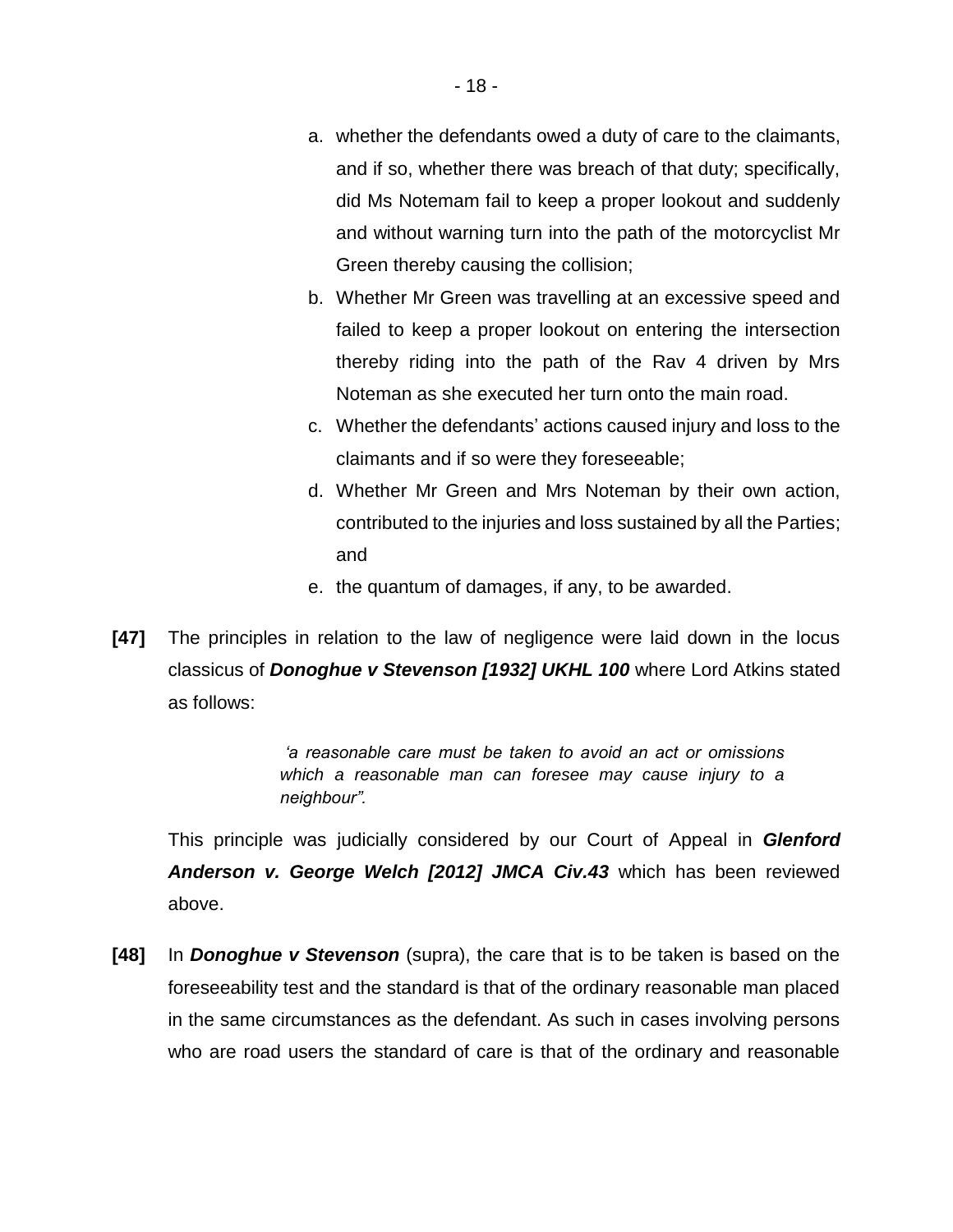a. whether the defendants owed a duty of care to the claimants, and if so, whether there was breach of that duty; specifically, did Ms Notemam fail to keep a proper lookout and suddenly and without warning turn into the path of the motorcyclist Mr Green thereby causing the collision;

b. Whether Mr Green was travelling at an excessive speed and failed to keep a proper lookout on entering the intersection thereby riding into the path of the Rav 4 driven by Mrs Noteman as she executed her turn onto the main road.

c. Whether the defendants' actions caused injury and loss to the claimants and if so were they foreseeable;

d. Whether Mr Green and Mrs Noteman by their own action, contributed to the injuries and loss sustained by all the Parties; and

e. the quantum of damages, if any, to be awarded.

**[47]** The principles in relation to the law of negligence were laid down in the locus classicus of ***Donoghue v Stevenson [1932] UKHL 100*** where Lord Atkins stated as follows:

> *'a reasonable care must be taken to avoid an act or omissions which a reasonable man can foresee may cause injury to a neighbour".*

This principle was judicially considered by our Court of Appeal in ***Glenford Anderson v. George Welch [2012] JMCA Civ.43*** which has been reviewed above.

**[48]** In ***Donoghue v Stevenson*** (supra), the care that is to be taken is based on the foreseeability test and the standard is that of the ordinary reasonable man placed in the same circumstances as the defendant. As such in cases involving persons who are road users the standard of care is that of the ordinary and reasonable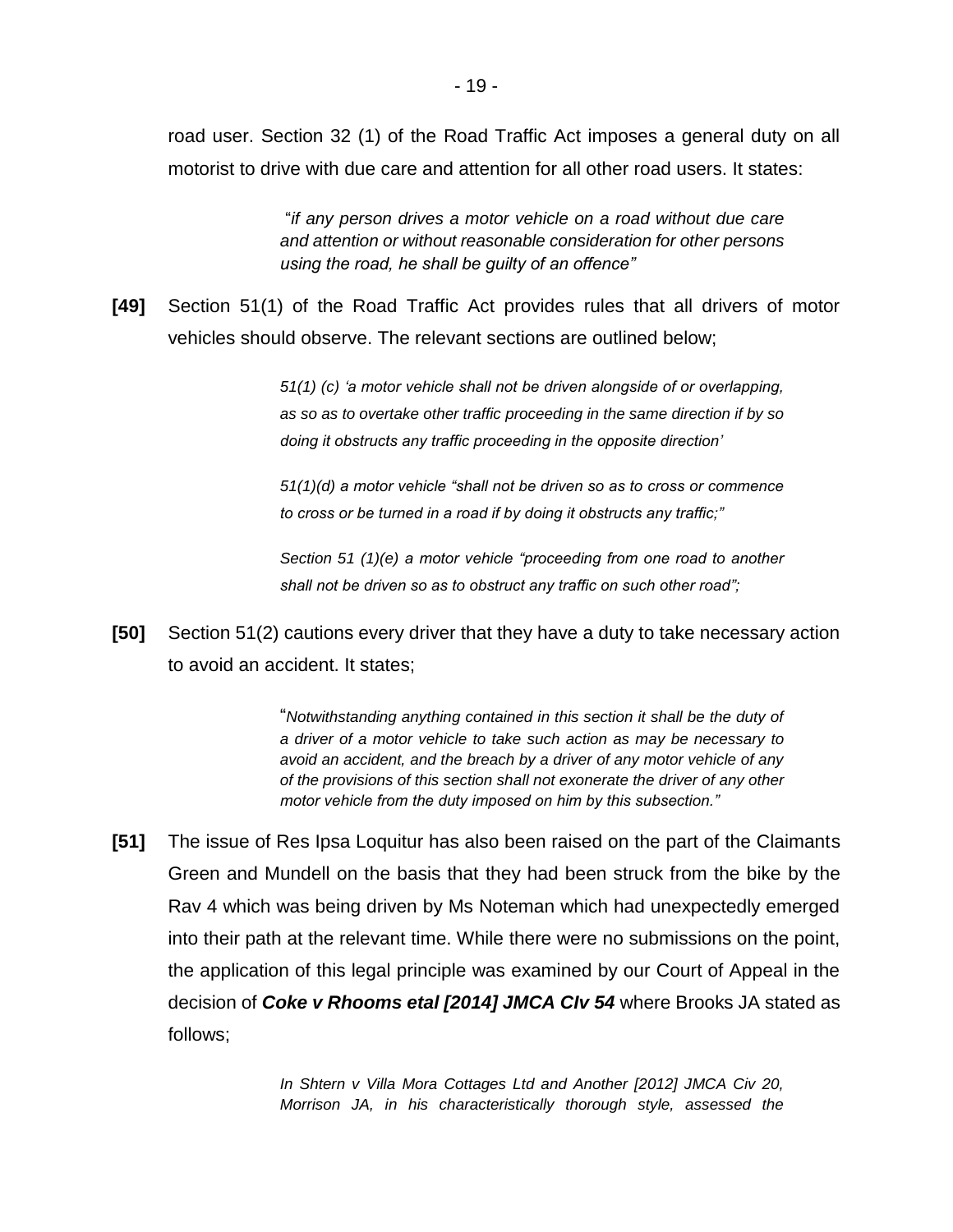road user. Section 32 (1) of the Road Traffic Act imposes a general duty on all motorist to drive with due care and attention for all other road users. It states:

> "*if any person drives a motor vehicle on a road without due care and attention or without reasonable consideration for other persons using the road, he shall be guilty of an offence"*

**[49]** Section 51(1) of the Road Traffic Act provides rules that all drivers of motor vehicles should observe. The relevant sections are outlined below;

> *51(1) (c) 'a motor vehicle shall not be driven alongside of or overlapping, as so as to overtake other traffic proceeding in the same direction if by so doing it obstructs any traffic proceeding in the opposite direction'*
>
> *51(1)(d) a motor vehicle "shall not be driven so as to cross or commence to cross or be turned in a road if by doing it obstructs any traffic;"*
>
> *Section 51 (1)(e) a motor vehicle "proceeding from one road to another shall not be driven so as to obstruct any traffic on such other road";*

**[50]** Section 51(2) cautions every driver that they have a duty to take necessary action to avoid an accident. It states;

> "*Notwithstanding anything contained in this section it shall be the duty of a driver of a motor vehicle to take such action as may be necessary to avoid an accident, and the breach by a driver of any motor vehicle of any of the provisions of this section shall not exonerate the driver of any other motor vehicle from the duty imposed on him by this subsection."*

**[51]** The issue of Res Ipsa Loquitur has also been raised on the part of the Claimants Green and Mundell on the basis that they had been struck from the bike by the Rav 4 which was being driven by Ms Noteman which had unexpectedly emerged into their path at the relevant time. While there were no submissions on the point, the application of this legal principle was examined by our Court of Appeal in the decision of ***Coke v Rhooms etal [2014] JMCA CIv 54*** where Brooks JA stated as follows;

> *In Shtern v Villa Mora Cottages Ltd and Another [2012] JMCA Civ 20, Morrison JA, in his characteristically thorough style, assessed the*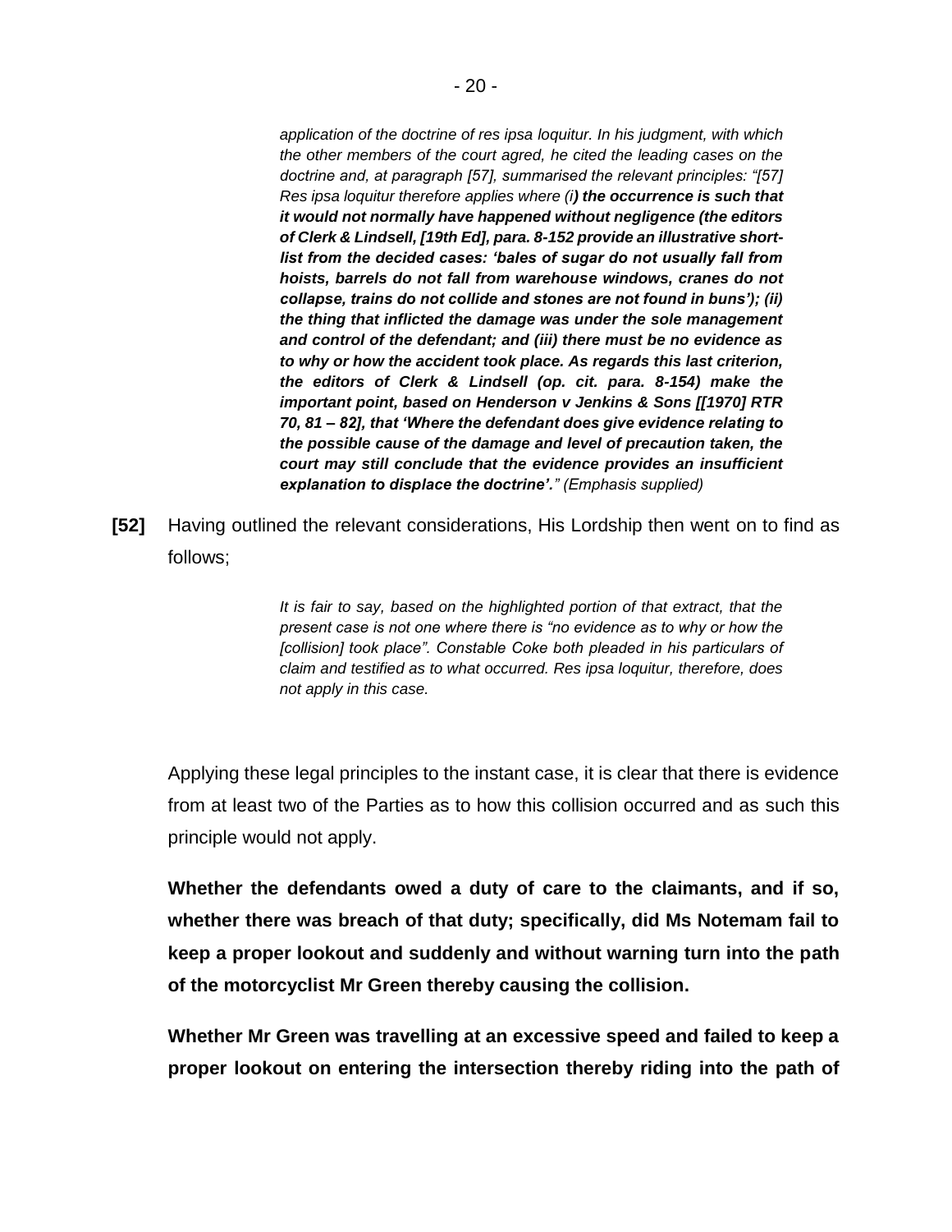> *application of the doctrine of res ipsa loquitur. In his judgment, with which the other members of the court agred, he cited the leading cases on the doctrine and, at paragraph [57], summarised the relevant principles: "[57] Res ipsa loquitur therefore applies where (i**) the occurrence is such that it would not normally have happened without negligence (the editors of Clerk & Lindsell, [19th Ed], para. 8-152 provide an illustrative short-list from the decided cases: 'bales of sugar do not usually fall from hoists, barrels do not fall from warehouse windows, cranes do not collapse, trains do not collide and stones are not found in buns'); (ii) the thing that inflicted the damage was under the sole management and control of the defendant; and (iii) there must be no evidence as to why or how the accident took place. As regards this last criterion, the editors of Clerk & Lindsell (op. cit. para. 8-154) make the important point, based on Henderson v Jenkins & Sons [[1970] RTR 70, 81 – 82], that 'Where the defendant does give evidence relating to the possible cause of the damage and level of precaution taken, the court may still conclude that the evidence provides an insufficient explanation to displace the doctrine'.**" (Emphasis supplied)*

**[52]** Having outlined the relevant considerations, His Lordship then went on to find as follows;

> *It is fair to say, based on the highlighted portion of that extract, that the present case is not one where there is "no evidence as to why or how the [collision] took place". Constable Coke both pleaded in his particulars of claim and testified as to what occurred. Res ipsa loquitur, therefore, does not apply in this case.*

Applying these legal principles to the instant case, it is clear that there is evidence from at least two of the Parties as to how this collision occurred and as such this principle would not apply.

**Whether the defendants owed a duty of care to the claimants, and if so, whether there was breach of that duty; specifically, did Ms Notemam fail to keep a proper lookout and suddenly and without warning turn into the path of the motorcyclist Mr Green thereby causing the collision.**

**Whether Mr Green was travelling at an excessive speed and failed to keep a proper lookout on entering the intersection thereby riding into the path of**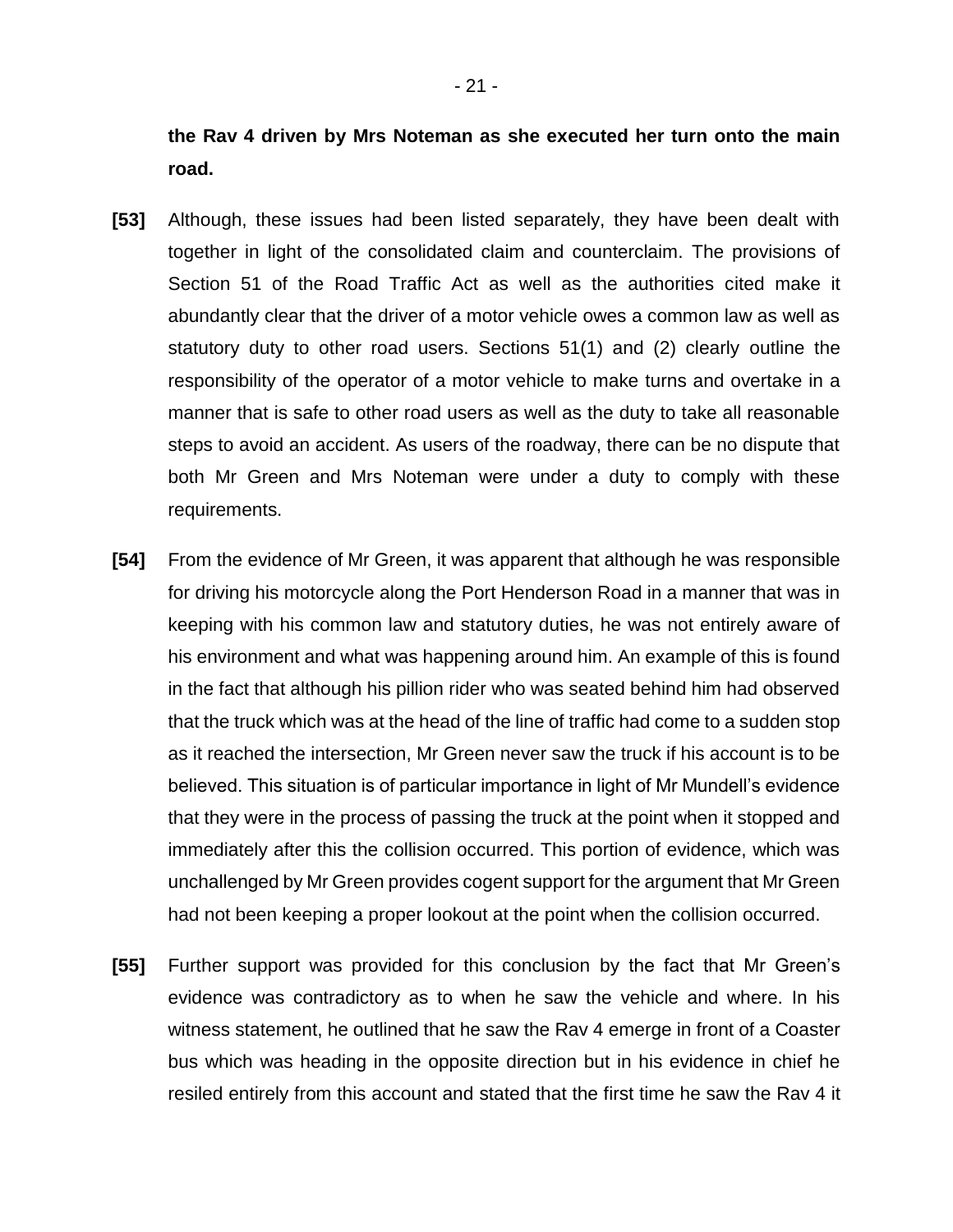**the Rav 4 driven by Mrs Noteman as she executed her turn onto the main road.**

**[53]** Although, these issues had been listed separately, they have been dealt with together in light of the consolidated claim and counterclaim. The provisions of Section 51 of the Road Traffic Act as well as the authorities cited make it abundantly clear that the driver of a motor vehicle owes a common law as well as statutory duty to other road users. Sections 51(1) and (2) clearly outline the responsibility of the operator of a motor vehicle to make turns and overtake in a manner that is safe to other road users as well as the duty to take all reasonable steps to avoid an accident. As users of the roadway, there can be no dispute that both Mr Green and Mrs Noteman were under a duty to comply with these requirements.

**[54]** From the evidence of Mr Green, it was apparent that although he was responsible for driving his motorcycle along the Port Henderson Road in a manner that was in keeping with his common law and statutory duties, he was not entirely aware of his environment and what was happening around him. An example of this is found in the fact that although his pillion rider who was seated behind him had observed that the truck which was at the head of the line of traffic had come to a sudden stop as it reached the intersection, Mr Green never saw the truck if his account is to be believed. This situation is of particular importance in light of Mr Mundell's evidence that they were in the process of passing the truck at the point when it stopped and immediately after this the collision occurred. This portion of evidence, which was unchallenged by Mr Green provides cogent support for the argument that Mr Green had not been keeping a proper lookout at the point when the collision occurred.

**[55]** Further support was provided for this conclusion by the fact that Mr Green's evidence was contradictory as to when he saw the vehicle and where. In his witness statement, he outlined that he saw the Rav 4 emerge in front of a Coaster bus which was heading in the opposite direction but in his evidence in chief he resiled entirely from this account and stated that the first time he saw the Rav 4 it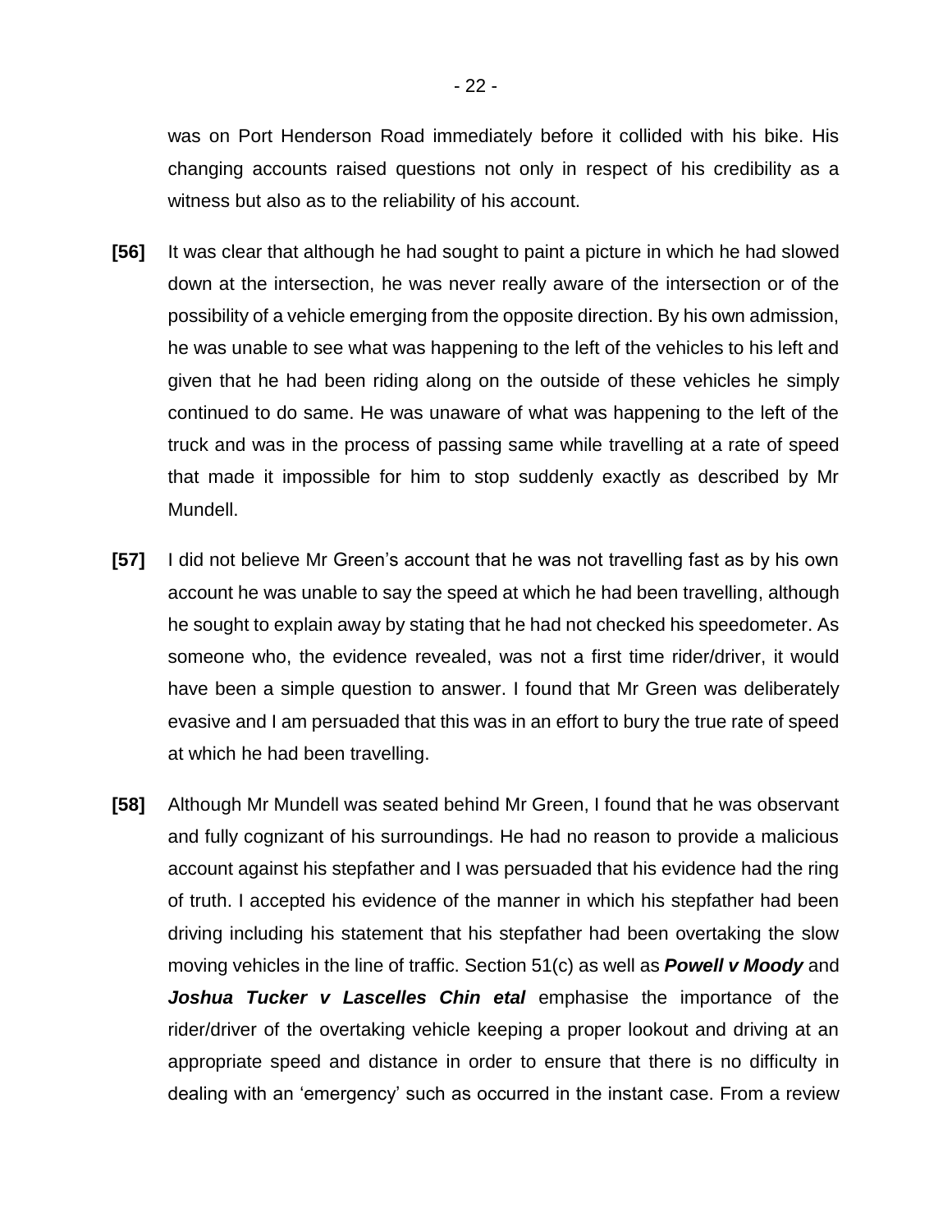was on Port Henderson Road immediately before it collided with his bike. His changing accounts raised questions not only in respect of his credibility as a witness but also as to the reliability of his account.

**[56]** It was clear that although he had sought to paint a picture in which he had slowed down at the intersection, he was never really aware of the intersection or of the possibility of a vehicle emerging from the opposite direction. By his own admission, he was unable to see what was happening to the left of the vehicles to his left and given that he had been riding along on the outside of these vehicles he simply continued to do same. He was unaware of what was happening to the left of the truck and was in the process of passing same while travelling at a rate of speed that made it impossible for him to stop suddenly exactly as described by Mr Mundell.

**[57]** I did not believe Mr Green's account that he was not travelling fast as by his own account he was unable to say the speed at which he had been travelling, although he sought to explain away by stating that he had not checked his speedometer. As someone who, the evidence revealed, was not a first time rider/driver, it would have been a simple question to answer. I found that Mr Green was deliberately evasive and I am persuaded that this was in an effort to bury the true rate of speed at which he had been travelling.

**[58]** Although Mr Mundell was seated behind Mr Green, I found that he was observant and fully cognizant of his surroundings. He had no reason to provide a malicious account against his stepfather and I was persuaded that his evidence had the ring of truth. I accepted his evidence of the manner in which his stepfather had been driving including his statement that his stepfather had been overtaking the slow moving vehicles in the line of traffic. Section 51(c) as well as ***Powell v Moody*** and ***Joshua Tucker v Lascelles Chin etal*** emphasise the importance of the rider/driver of the overtaking vehicle keeping a proper lookout and driving at an appropriate speed and distance in order to ensure that there is no difficulty in dealing with an 'emergency' such as occurred in the instant case. From a review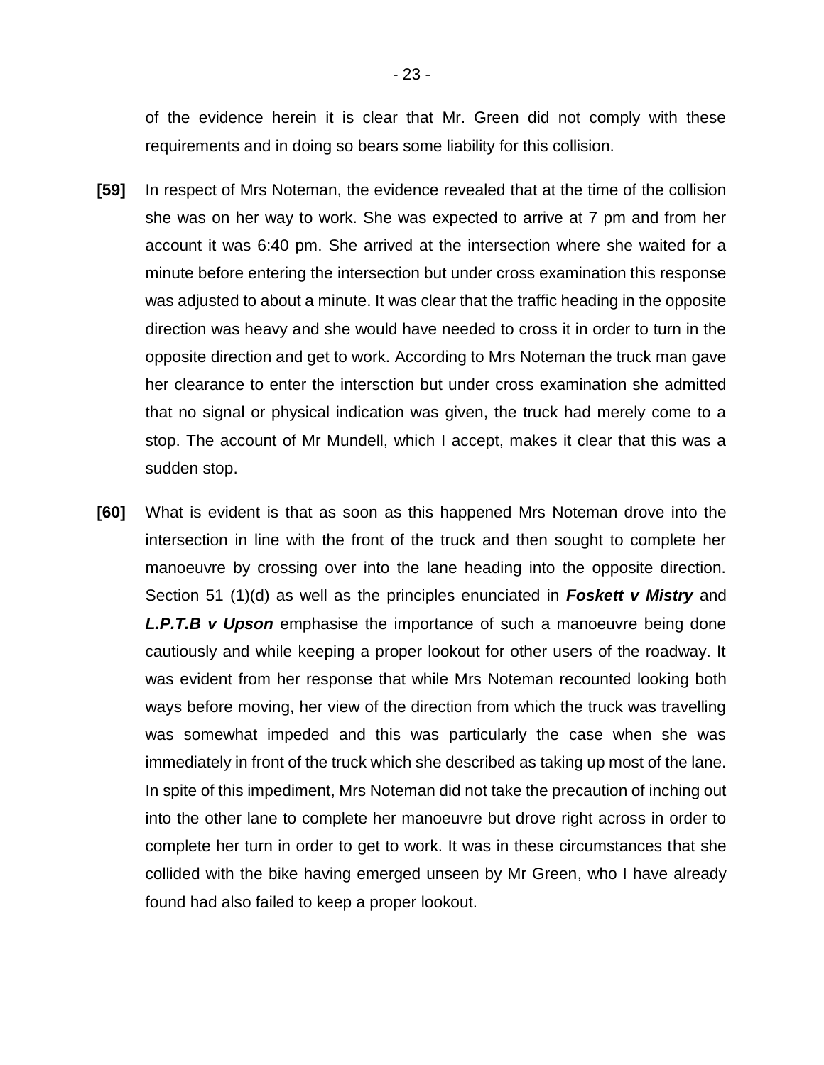of the evidence herein it is clear that Mr. Green did not comply with these requirements and in doing so bears some liability for this collision.

**[59]** In respect of Mrs Noteman, the evidence revealed that at the time of the collision she was on her way to work. She was expected to arrive at 7 pm and from her account it was 6:40 pm. She arrived at the intersection where she waited for a minute before entering the intersection but under cross examination this response was adjusted to about a minute. It was clear that the traffic heading in the opposite direction was heavy and she would have needed to cross it in order to turn in the opposite direction and get to work. According to Mrs Noteman the truck man gave her clearance to enter the intersction but under cross examination she admitted that no signal or physical indication was given, the truck had merely come to a stop. The account of Mr Mundell, which I accept, makes it clear that this was a sudden stop.

**[60]** What is evident is that as soon as this happened Mrs Noteman drove into the intersection in line with the front of the truck and then sought to complete her manoeuvre by crossing over into the lane heading into the opposite direction. Section 51 (1)(d) as well as the principles enunciated in ***Foskett v Mistry*** and ***L.P.T.B v Upson*** emphasise the importance of such a manoeuvre being done cautiously and while keeping a proper lookout for other users of the roadway. It was evident from her response that while Mrs Noteman recounted looking both ways before moving, her view of the direction from which the truck was travelling was somewhat impeded and this was particularly the case when she was immediately in front of the truck which she described as taking up most of the lane. In spite of this impediment, Mrs Noteman did not take the precaution of inching out into the other lane to complete her manoeuvre but drove right across in order to complete her turn in order to get to work. It was in these circumstances that she collided with the bike having emerged unseen by Mr Green, who I have already found had also failed to keep a proper lookout.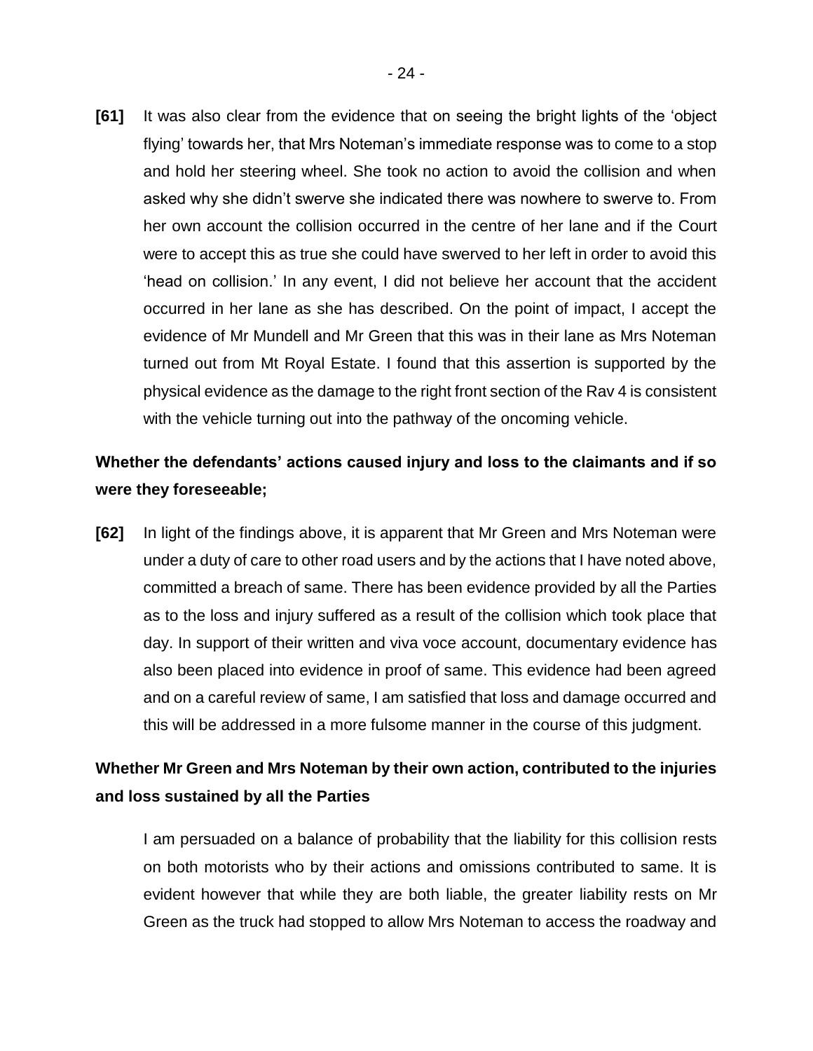**[61]** It was also clear from the evidence that on seeing the bright lights of the 'object flying' towards her, that Mrs Noteman's immediate response was to come to a stop and hold her steering wheel. She took no action to avoid the collision and when asked why she didn't swerve she indicated there was nowhere to swerve to. From her own account the collision occurred in the centre of her lane and if the Court were to accept this as true she could have swerved to her left in order to avoid this 'head on collision.' In any event, I did not believe her account that the accident occurred in her lane as she has described. On the point of impact, I accept the evidence of Mr Mundell and Mr Green that this was in their lane as Mrs Noteman turned out from Mt Royal Estate. I found that this assertion is supported by the physical evidence as the damage to the right front section of the Rav 4 is consistent with the vehicle turning out into the pathway of the oncoming vehicle.

**Whether the defendants' actions caused injury and loss to the claimants and if so were they foreseeable;**

**[62]** In light of the findings above, it is apparent that Mr Green and Mrs Noteman were under a duty of care to other road users and by the actions that I have noted above, committed a breach of same. There has been evidence provided by all the Parties as to the loss and injury suffered as a result of the collision which took place that day. In support of their written and viva voce account, documentary evidence has also been placed into evidence in proof of same. This evidence had been agreed and on a careful review of same, I am satisfied that loss and damage occurred and this will be addressed in a more fulsome manner in the course of this judgment.

**Whether Mr Green and Mrs Noteman by their own action, contributed to the injuries and loss sustained by all the Parties**

I am persuaded on a balance of probability that the liability for this collision rests on both motorists who by their actions and omissions contributed to same. It is evident however that while they are both liable, the greater liability rests on Mr Green as the truck had stopped to allow Mrs Noteman to access the roadway and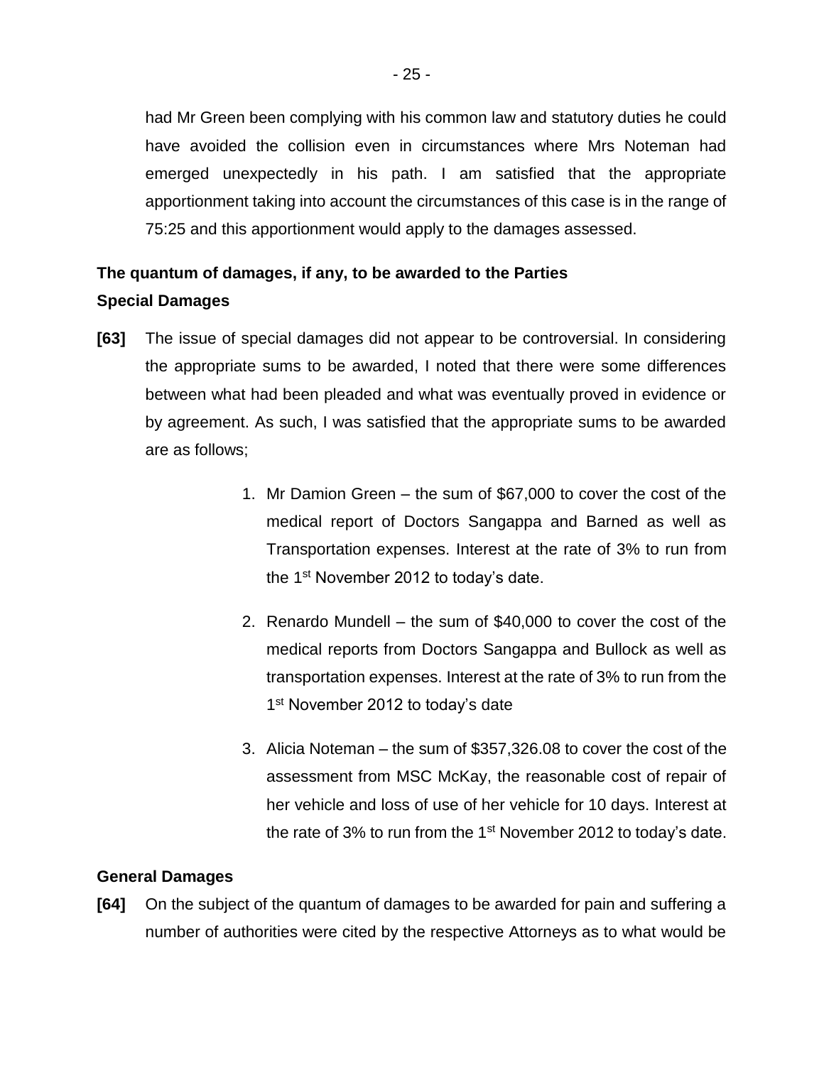had Mr Green been complying with his common law and statutory duties he could have avoided the collision even in circumstances where Mrs Noteman had emerged unexpectedly in his path. I am satisfied that the appropriate apportionment taking into account the circumstances of this case is in the range of 75:25 and this apportionment would apply to the damages assessed.

**The quantum of damages, if any, to be awarded to the Parties**

**Special Damages**

**[63]** The issue of special damages did not appear to be controversial. In considering the appropriate sums to be awarded, I noted that there were some differences between what had been pleaded and what was eventually proved in evidence or by agreement. As such, I was satisfied that the appropriate sums to be awarded are as follows;

1. Mr Damion Green – the sum of $67,000 to cover the cost of the medical report of Doctors Sangappa and Barned as well as Transportation expenses. Interest at the rate of 3% to run from the 1st November 2012 to today's date.

2. Renardo Mundell – the sum of $40,000 to cover the cost of the medical reports from Doctors Sangappa and Bullock as well as transportation expenses. Interest at the rate of 3% to run from the 1st November 2012 to today's date

3. Alicia Noteman – the sum of $357,326.08 to cover the cost of the assessment from MSC McKay, the reasonable cost of repair of her vehicle and loss of use of her vehicle for 10 days. Interest at the rate of 3% to run from the 1st November 2012 to today's date.

**General Damages**

**[64]** On the subject of the quantum of damages to be awarded for pain and suffering a number of authorities were cited by the respective Attorneys as to what would be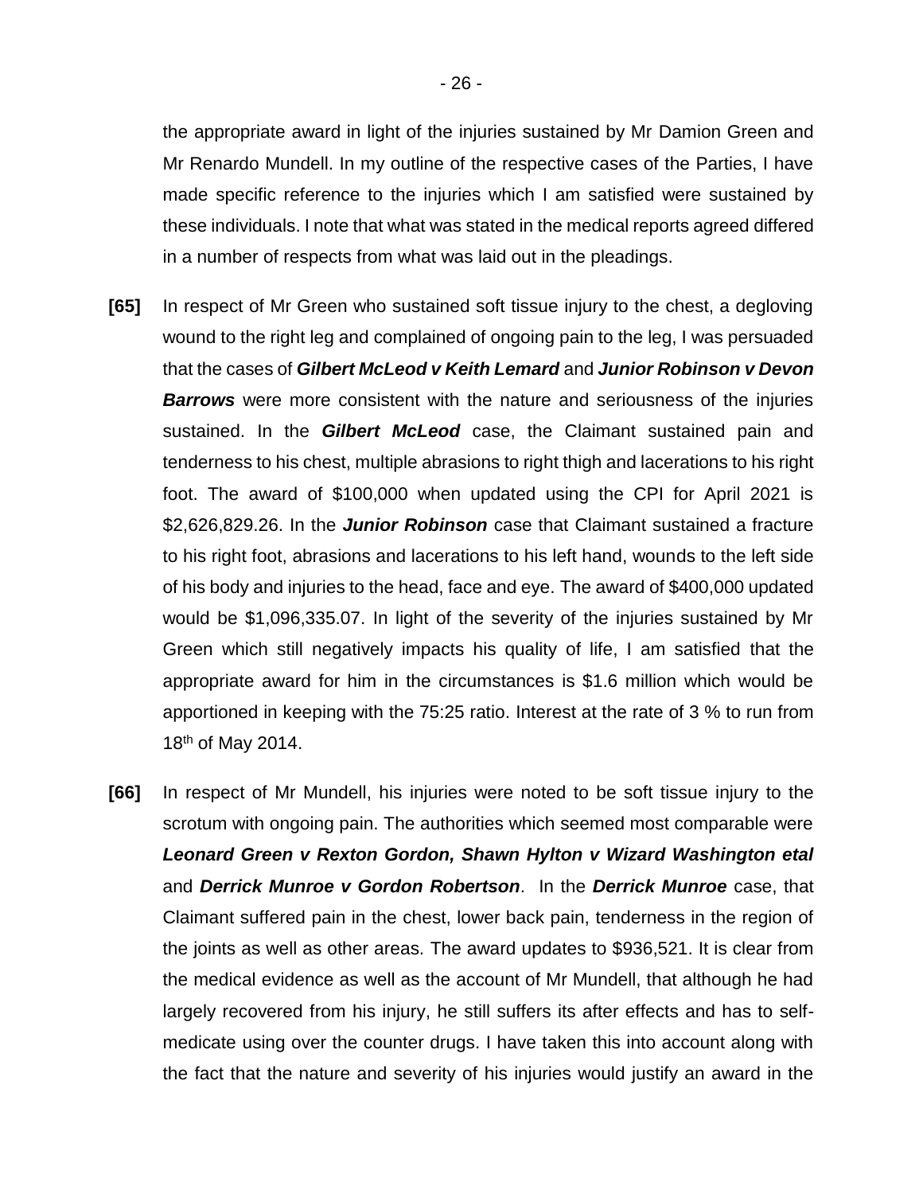the appropriate award in light of the injuries sustained by Mr Damion Green and Mr Renardo Mundell. In my outline of the respective cases of the Parties, I have made specific reference to the injuries which I am satisfied were sustained by these individuals. I note that what was stated in the medical reports agreed differed in a number of respects from what was laid out in the pleadings.

**[65]** In respect of Mr Green who sustained soft tissue injury to the chest, a degloving wound to the right leg and complained of ongoing pain to the leg, I was persuaded that the cases of ***Gilbert McLeod v Keith Lemard*** and ***Junior Robinson v Devon Barrows*** were more consistent with the nature and seriousness of the injuries sustained. In the ***Gilbert McLeod*** case, the Claimant sustained pain and tenderness to his chest, multiple abrasions to right thigh and lacerations to his right foot. The award of $100,000 when updated using the CPI for April 2021 is $2,626,829.26. In the ***Junior Robinson*** case that Claimant sustained a fracture to his right foot, abrasions and lacerations to his left hand, wounds to the left side of his body and injuries to the head, face and eye. The award of $400,000 updated would be $1,096,335.07. In light of the severity of the injuries sustained by Mr Green which still negatively impacts his quality of life, I am satisfied that the appropriate award for him in the circumstances is $1.6 million which would be apportioned in keeping with the 75:25 ratio. Interest at the rate of 3 % to run from 18th of May 2014.

**[66]** In respect of Mr Mundell, his injuries were noted to be soft tissue injury to the scrotum with ongoing pain. The authorities which seemed most comparable were ***Leonard Green v Rexton Gordon, Shawn Hylton v Wizard Washington etal*** and ***Derrick Munroe v Gordon Robertson***. In the ***Derrick Munroe*** case, that Claimant suffered pain in the chest, lower back pain, tenderness in the region of the joints as well as other areas. The award updates to $936,521. It is clear from the medical evidence as well as the account of Mr Mundell, that although he had largely recovered from his injury, he still suffers its after effects and has to self-medicate using over the counter drugs. I have taken this into account along with the fact that the nature and severity of his injuries would justify an award in the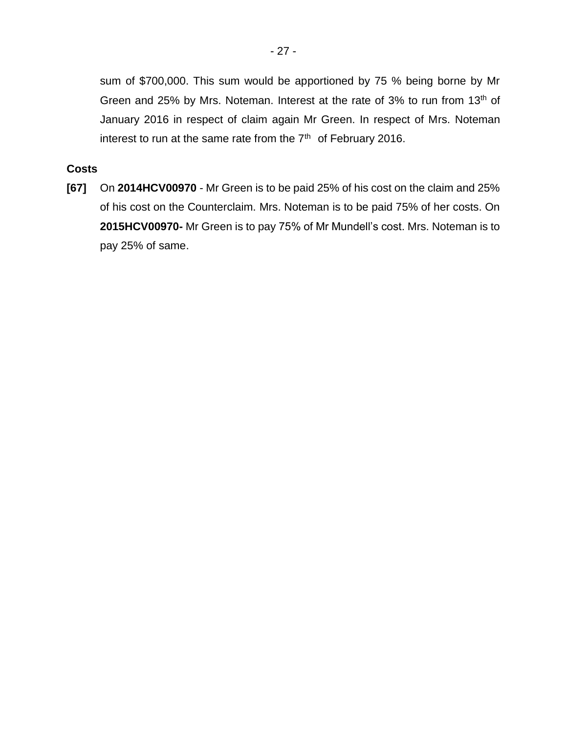sum of $700,000. This sum would be apportioned by 75 % being borne by Mr Green and 25% by Mrs. Noteman. Interest at the rate of 3% to run from 13th of January 2016 in respect of claim again Mr Green. In respect of Mrs. Noteman interest to run at the same rate from the 7th of February 2016.

### Costs

**[67]** On **2014HCV00970** - Mr Green is to be paid 25% of his cost on the claim and 25% of his cost on the Counterclaim. Mrs. Noteman is to be paid 75% of her costs. On **2015HCV00970-** Mr Green is to pay 75% of Mr Mundell's cost. Mrs. Noteman is to pay 25% of same.